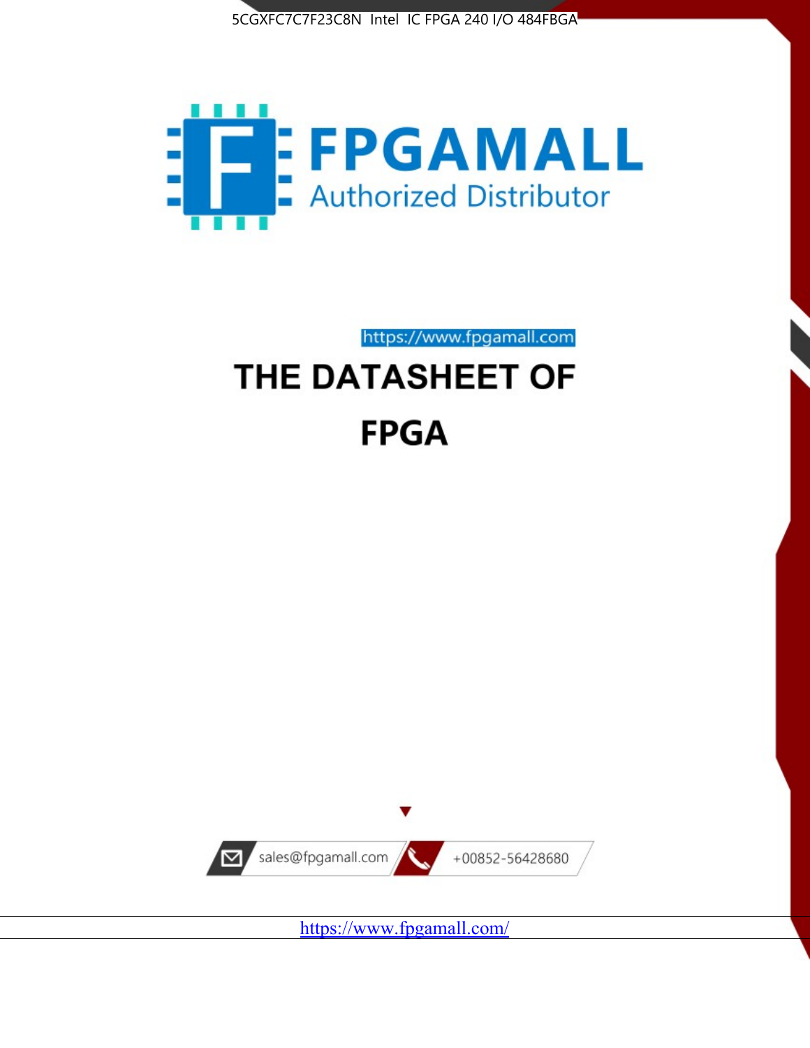5CGXFC7C7F23C8N Intel IC FPGA 240 I/O 484FBGA

FPGAMALL

Authorized Distributor

https://www.fpgamall.com

# THE DATASHEET OF

# FPGA

sales@fpgamall.com

+00852-56428680

https://www.fpgamall.com/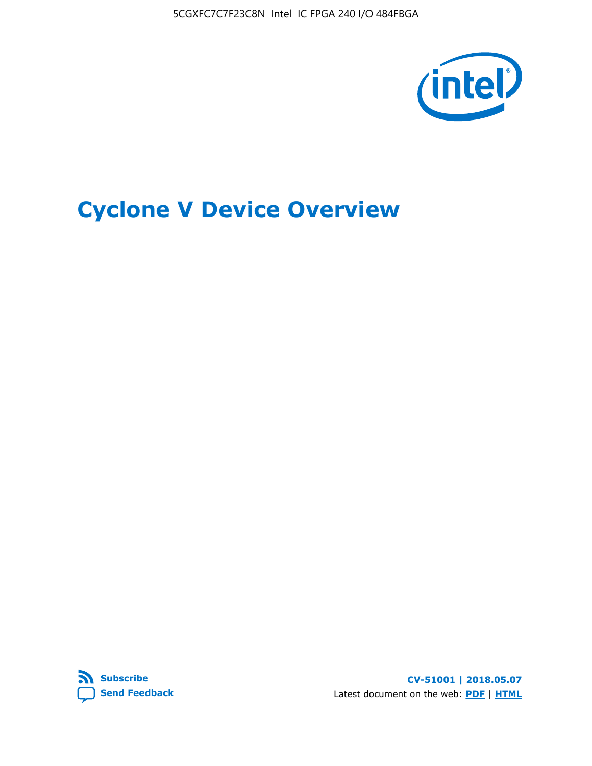# Cyclone V Device Overview

**Subscribe**

**Send Feedback**

**CV-51001 | 2018.05.07**

Latest document on the web: **PDF** | **HTML**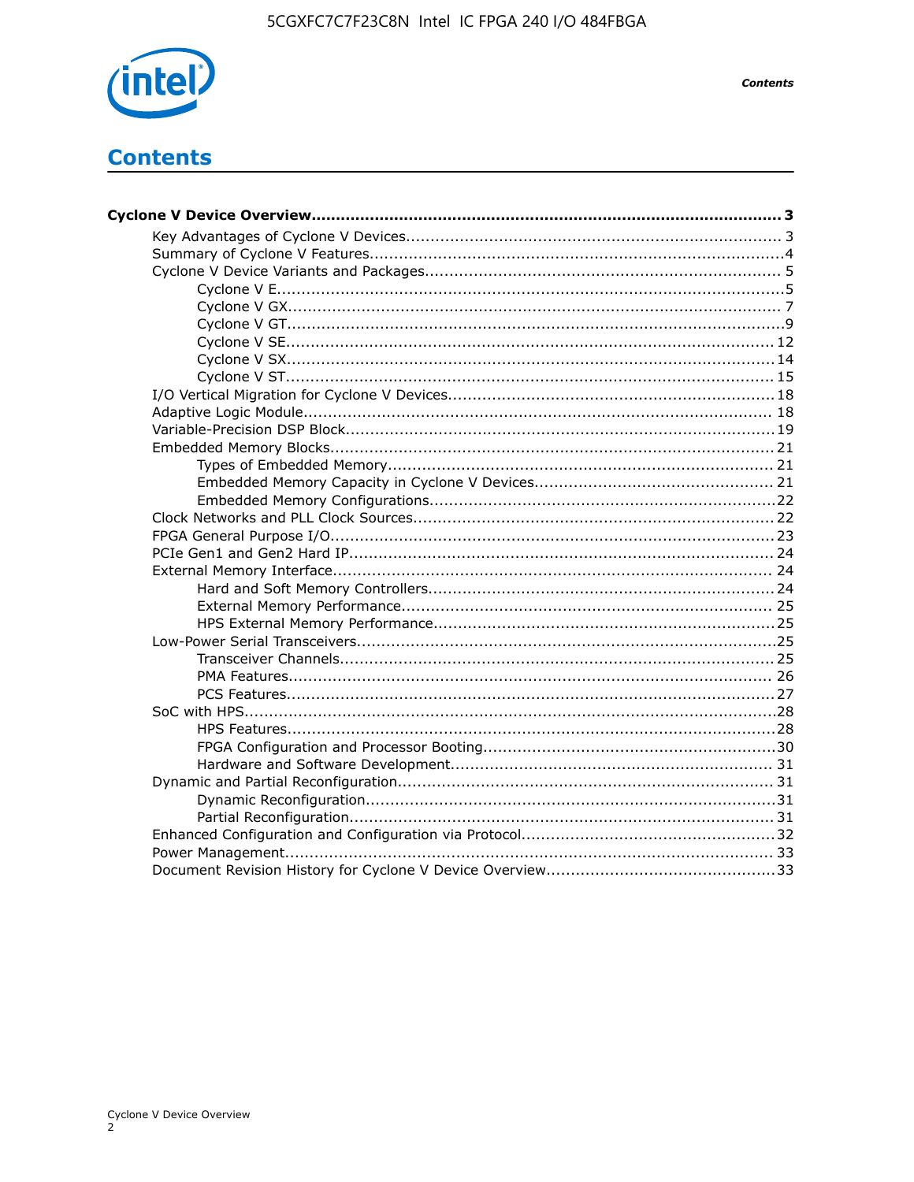# Contents

**Cyclone V Device Overview....................................................................................... 3**

- Key Advantages of Cyclone V Devices.................................................................... 3
- Summary of Cyclone V Features...........................................................................4
- Cyclone V Device Variants and Packages............................................................... 5
  - Cyclone V E.............................................................................................5
  - Cyclone V GX........................................................................................... 7
  - Cyclone V GT............................................................................................9
  - Cyclone V SE.......................................................................................... 12
  - Cyclone V SX.......................................................................................... 14
  - Cyclone V ST.......................................................................................... 15
- I/O Vertical Migration for Cyclone V Devices.........................................................18
- Adaptive Logic Module....................................................................................... 18
- Variable-Precision DSP Block..............................................................................19
- Embedded Memory Blocks................................................................................. 21
  - Types of Embedded Memory..................................................................... 21
  - Embedded Memory Capacity in Cyclone V Devices........................................ 21
  - Embedded Memory Configurations.............................................................22
- Clock Networks and PLL Clock Sources................................................................ 22
- FPGA General Purpose I/O................................................................................. 23
- PCIe Gen1 and Gen2 Hard IP............................................................................. 24
- External Memory Interface................................................................................ 24
  - Hard and Soft Memory Controllers.............................................................24
  - External Memory Performance.................................................................. 25
  - HPS External Memory Performance............................................................25
- Low-Power Serial Transceivers............................................................................25
  - Transceiver Channels............................................................................... 25
  - PMA Features......................................................................................... 26
  - PCS Features..........................................................................................27
- SoC with HPS...................................................................................................28
  - HPS Features..........................................................................................28
  - FPGA Configuration and Processor Booting..................................................30
  - Hardware and Software Development........................................................ 31
- Dynamic and Partial Reconfiguration.................................................................... 31
  - Dynamic Reconfiguration..........................................................................31
  - Partial Reconfiguration.............................................................................31
- Enhanced Configuration and Configuration via Protocol..........................................32
- Power Management.......................................................................................... 33
- Document Revision History for Cyclone V Device Overview......................................33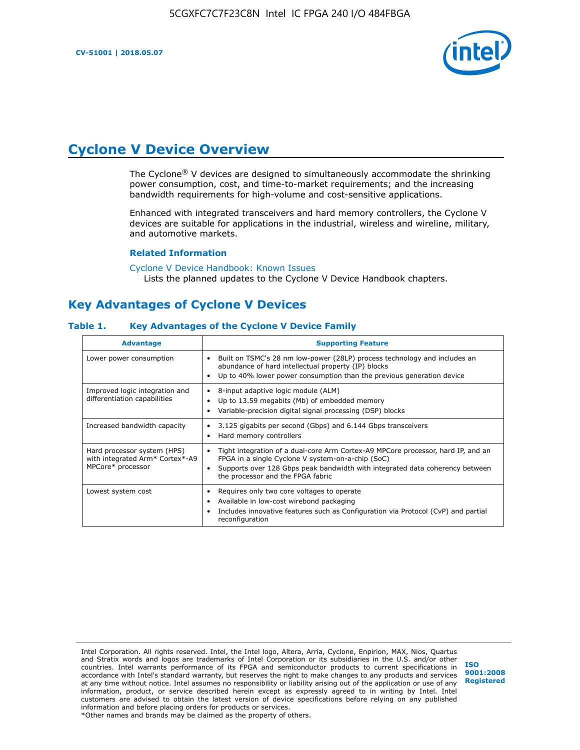# Cyclone V Device Overview

The Cyclone® V devices are designed to simultaneously accommodate the shrinking power consumption, cost, and time-to-market requirements; and the increasing bandwidth requirements for high-volume and cost-sensitive applications.

Enhanced with integrated transceivers and hard memory controllers, the Cyclone V devices are suitable for applications in the industrial, wireless and wireline, military, and automotive markets.

### Related Information

Cyclone V Device Handbook: Known Issues
Lists the planned updates to the Cyclone V Device Handbook chapters.

## Key Advantages of Cyclone V Devices

### Table 1. Key Advantages of the Cyclone V Device Family

| Advantage | Supporting Feature |
|---|---|
| Lower power consumption | • Built on TSMC's 28 nm low-power (28LP) process technology and includes an abundance of hard intellectual property (IP) blocks<br>• Up to 40% lower power consumption than the previous generation device |
| Improved logic integration and differentiation capabilities | • 8-input adaptive logic module (ALM)<br>• Up to 13.59 megabits (Mb) of embedded memory<br>• Variable-precision digital signal processing (DSP) blocks |
| Increased bandwidth capacity | • 3.125 gigabits per second (Gbps) and 6.144 Gbps transceivers<br>• Hard memory controllers |
| Hard processor system (HPS) with integrated Arm* Cortex*-A9 MPCore* processor | • Tight integration of a dual-core Arm Cortex-A9 MPCore processor, hard IP, and an FPGA in a single Cyclone V system-on-a-chip (SoC)<br>• Supports over 128 Gbps peak bandwidth with integrated data coherency between the processor and the FPGA fabric |
| Lowest system cost | • Requires only two core voltages to operate<br>• Available in low-cost wirebond packaging<br>• Includes innovative features such as Configuration via Protocol (CvP) and partial reconfiguration |

Intel Corporation. All rights reserved. Intel, the Intel logo, Altera, Arria, Cyclone, Enpirion, MAX, Nios, Quartus and Stratix words and logos are trademarks of Intel Corporation or its subsidiaries in the U.S. and/or other countries. Intel warrants performance of its FPGA and semiconductor products to current specifications in accordance with Intel's standard warranty, but reserves the right to make changes to any products and services at any time without notice. Intel assumes no responsibility or liability arising out of the application or use of any information, product, or service described herein except as expressly agreed to in writing by Intel. Intel customers are advised to obtain the latest version of device specifications before relying on any published information and before placing orders for products or services.
*Other names and brands may be claimed as the property of others.

ISO 9001:2008 Registered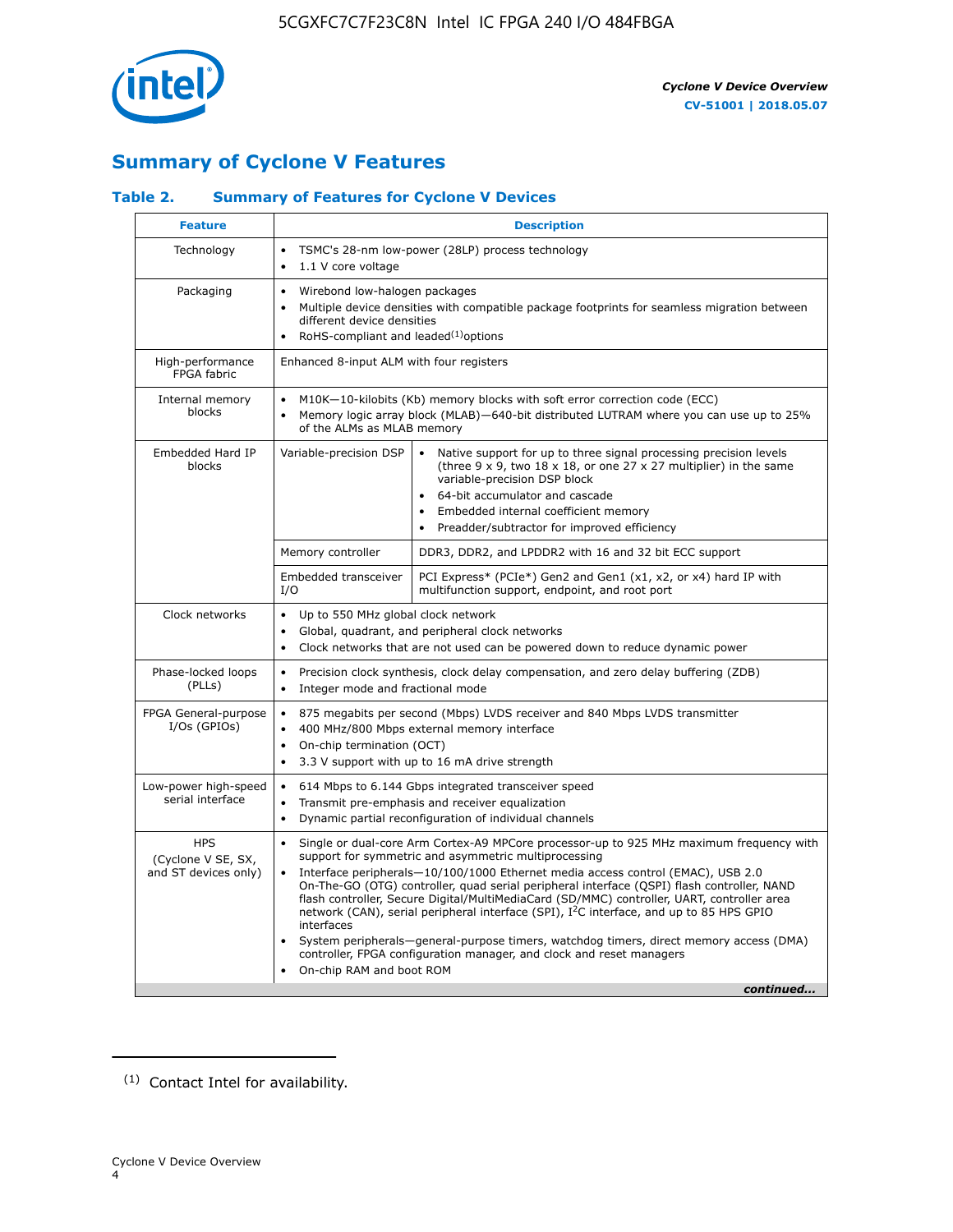# Summary of Cyclone V Features

### Table 2. Summary of Features for Cyclone V Devices

| Feature | Description | |
|---|---|---|
| Technology | • TSMC's 28-nm low-power (28LP) process technology<br>• 1.1 V core voltage | |
| Packaging | • Wirebond low-halogen packages<br>• Multiple device densities with compatible package footprints for seamless migration between different device densities<br>• RoHS-compliant and leaded[(1)] options | |
| High-performance FPGA fabric | Enhanced 8-input ALM with four registers | |
| Internal memory blocks | • M10K—10-kilobits (Kb) memory blocks with soft error correction code (ECC)<br>• Memory logic array block (MLAB)—640-bit distributed LUTRAM where you can use up to 25% of the ALMs as MLAB memory | |
| Embedded Hard IP blocks | Variable-precision DSP | • Native support for up to three signal processing precision levels (three 9 x 9, two 18 x 18, or one 27 x 27 multiplier) in the same variable-precision DSP block<br>• 64-bit accumulator and cascade<br>• Embedded internal coefficient memory<br>• Preadder/subtractor for improved efficiency |
| | Memory controller | DDR3, DDR2, and LPDDR2 with 16 and 32 bit ECC support |
| | Embedded transceiver I/O | PCI Express* (PCIe*) Gen2 and Gen1 (x1, x2, or x4) hard IP with multifunction support, endpoint, and root port |
| Clock networks | • Up to 550 MHz global clock network<br>• Global, quadrant, and peripheral clock networks<br>• Clock networks that are not used can be powered down to reduce dynamic power | |
| Phase-locked loops (PLLs) | • Precision clock synthesis, clock delay compensation, and zero delay buffering (ZDB)<br>• Integer mode and fractional mode | |
| FPGA General-purpose I/Os (GPIOs) | • 875 megabits per second (Mbps) LVDS receiver and 840 Mbps LVDS transmitter<br>• 400 MHz/800 Mbps external memory interface<br>• On-chip termination (OCT)<br>• 3.3 V support with up to 16 mA drive strength | |
| Low-power high-speed serial interface | • 614 Mbps to 6.144 Gbps integrated transceiver speed<br>• Transmit pre-emphasis and receiver equalization<br>• Dynamic partial reconfiguration of individual channels | |
| HPS (Cyclone V SE, SX, and ST devices only) | • Single or dual-core Arm Cortex-A9 MPCore processor-up to 925 MHz maximum frequency with support for symmetric and asymmetric multiprocessing<br>• Interface peripherals—10/100/1000 Ethernet media access control (EMAC), USB 2.0 On-The-GO (OTG) controller, quad serial peripheral interface (QSPI) flash controller, NAND flash controller, Secure Digital/MultiMediaCard (SD/MMC) controller, UART, controller area network (CAN), serial peripheral interface (SPI), $I^2C$ interface, and up to 85 HPS GPIO interfaces<br>• System peripherals—general-purpose timers, watchdog timers, direct memory access (DMA) controller, FPGA configuration manager, and clock and reset managers<br>• On-chip RAM and boot ROM | |

*continued...*

(1) Contact Intel for availability.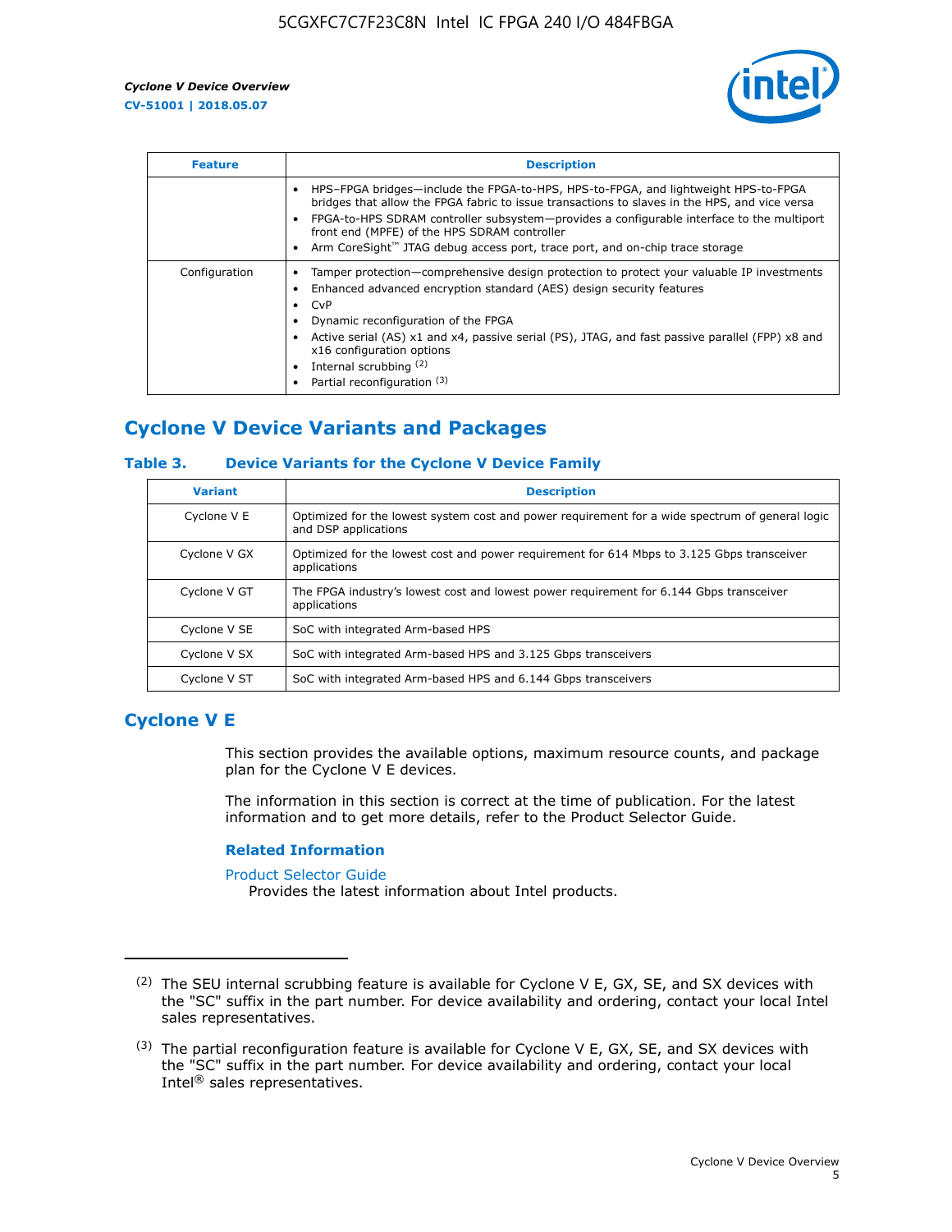| Feature | Description |
| --- | --- |
| | • HPS–FPGA bridges—include the FPGA-to-HPS, HPS-to-FPGA, and lightweight HPS-to-FPGA bridges that allow the FPGA fabric to issue transactions to slaves in the HPS, and vice versa<br>• FPGA-to-HPS SDRAM controller subsystem—provides a configurable interface to the multiport front end (MPFE) of the HPS SDRAM controller<br>• Arm CoreSight™ JTAG debug access port, trace port, and on-chip trace storage |
| Configuration | • Tamper protection—comprehensive design protection to protect your valuable IP investments<br>• Enhanced advanced encryption standard (AES) design security features<br>• CvP<br>• Dynamic reconfiguration of the FPGA<br>• Active serial (AS) x1 and x4, passive serial (PS), JTAG, and fast passive parallel (FPP) x8 and x16 configuration options<br>• Internal scrubbing [(2)]<br>• Partial reconfiguration [(3)] |

## Cyclone V Device Variants and Packages

### Table 3. Device Variants for the Cyclone V Device Family

| Variant | Description |
| --- | --- |
| Cyclone V E | Optimized for the lowest system cost and power requirement for a wide spectrum of general logic and DSP applications |
| Cyclone V GX | Optimized for the lowest cost and power requirement for 614 Mbps to 3.125 Gbps transceiver applications |
| Cyclone V GT | The FPGA industry's lowest cost and lowest power requirement for 6.144 Gbps transceiver applications |
| Cyclone V SE | SoC with integrated Arm-based HPS |
| Cyclone V SX | SoC with integrated Arm-based HPS and 3.125 Gbps transceivers |
| Cyclone V ST | SoC with integrated Arm-based HPS and 6.144 Gbps transceivers |

## Cyclone V E

This section provides the available options, maximum resource counts, and package plan for the Cyclone V E devices.

The information in this section is correct at the time of publication. For the latest information and to get more details, refer to the Product Selector Guide.

### Related Information

Product Selector Guide
Provides the latest information about Intel products.

---

(2) The SEU internal scrubbing feature is available for Cyclone V E, GX, SE, and SX devices with the "SC" suffix in the part number. For device availability and ordering, contact your local Intel sales representatives.

(3) The partial reconfiguration feature is available for Cyclone V E, GX, SE, and SX devices with the "SC" suffix in the part number. For device availability and ordering, contact your local Intel® sales representatives.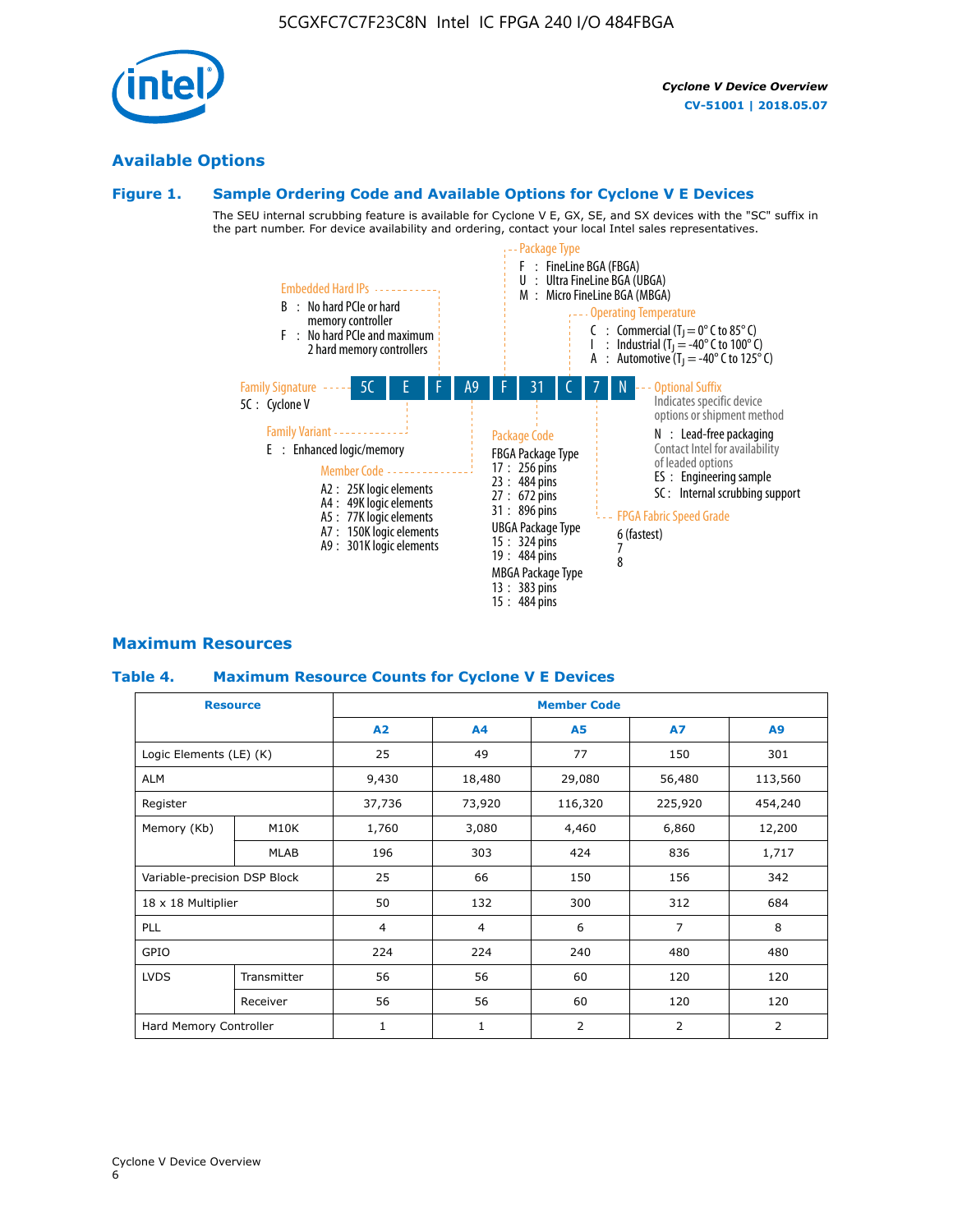## Available Options

### Figure 1. Sample Ordering Code and Available Options for Cyclone V E Devices

The SEU internal scrubbing feature is available for Cyclone V E, GX, SE, and SX devices with the "SC" suffix in the part number. For device availability and ordering, contact your local Intel sales representatives.

**5C E F A9 F 31 C 7 N**

- **Family Signature**
  - 5C : Cyclone V
- **Family Variant**
  - E : Enhanced logic/memory
- **Embedded Hard IPs**
  - B : No hard PCIe or hard memory controller
  - F : No hard PCIe and maximum 2 hard memory controllers
- **Member Code**
  - A2 : 25K logic elements
  - A4 : 49K logic elements
  - A5 : 77K logic elements
  - A7 : 150K logic elements
  - A9 : 301K logic elements
- **Package Type**
  - F : FineLine BGA (FBGA)
  - U : Ultra FineLine BGA (UBGA)
  - M : Micro FineLine BGA (MBGA)
- **Package Code**
  - FBGA Package Type
    - 17 : 256 pins
    - 23 : 484 pins
    - 27 : 672 pins
    - 31 : 896 pins
  - UBGA Package Type
    - 15 : 324 pins
    - 19 : 484 pins
  - MBGA Package Type
    - 13 : 383 pins
    - 15 : 484 pins
- **Operating Temperature**
  - C : Commercial ($T_J$ = 0° C to 85° C)
  - I : Industrial ($T_J$ = -40° C to 100° C)
  - A : Automotive ($T_J$ = -40° C to 125° C)
- **FPGA Fabric Speed Grade**
  - 6 (fastest)
  - 7
  - 8
- **Optional Suffix**
  - Indicates specific device options or shipment method
  - N : Lead-free packaging
  - Contact Intel for availability of leaded options
  - ES : Engineering sample
  - SC : Internal scrubbing support

## Maximum Resources

### Table 4. Maximum Resource Counts for Cyclone V E Devices

| Resource | | Member Code | | | | |
|---|---|---|---|---|---|---|
| | | A2 | A4 | A5 | A7 | A9 |
| Logic Elements (LE) (K) | | 25 | 49 | 77 | 150 | 301 |
| ALM | | 9,430 | 18,480 | 29,080 | 56,480 | 113,560 |
| Register | | 37,736 | 73,920 | 116,320 | 225,920 | 454,240 |
| Memory (Kb) | M10K | 1,760 | 3,080 | 4,460 | 6,860 | 12,200 |
| | MLAB | 196 | 303 | 424 | 836 | 1,717 |
| Variable-precision DSP Block | | 25 | 66 | 150 | 156 | 342 |
| 18 x 18 Multiplier | | 50 | 132 | 300 | 312 | 684 |
| PLL | | 4 | 4 | 6 | 7 | 8 |
| GPIO | | 224 | 224 | 240 | 480 | 480 |
| LVDS | Transmitter | 56 | 56 | 60 | 120 | 120 |
| | Receiver | 56 | 56 | 60 | 120 | 120 |
| Hard Memory Controller | | 1 | 1 | 2 | 2 | 2 |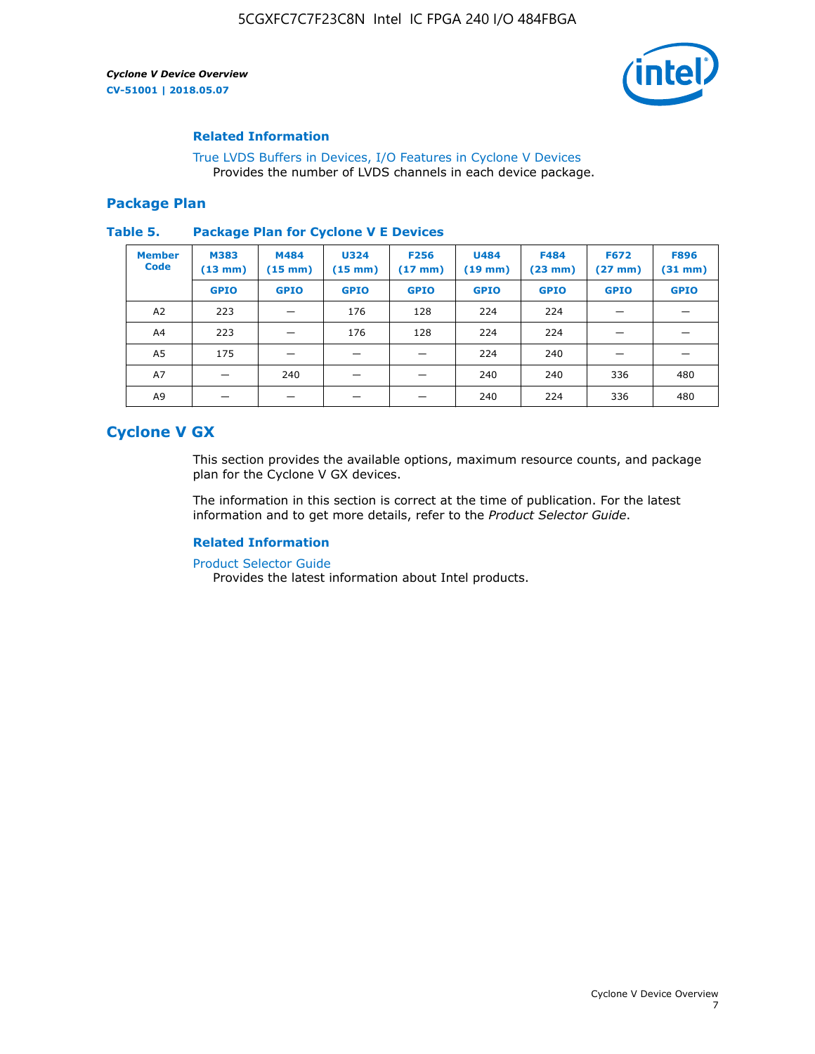### Related Information

True LVDS Buffers in Devices, I/O Features in Cyclone V Devices
Provides the number of LVDS channels in each device package.

## Package Plan

**Table 5. Package Plan for Cyclone V E Devices**

| Member Code | M383 (13 mm) | M484 (15 mm) | U324 (15 mm) | F256 (17 mm) | U484 (19 mm) | F484 (23 mm) | F672 (27 mm) | F896 (31 mm) |
|---|---|---|---|---|---|---|---|---|
| | GPIO | GPIO | GPIO | GPIO | GPIO | GPIO | GPIO | GPIO |
| A2 | 223 | — | 176 | 128 | 224 | 224 | — | — |
| A4 | 223 | — | 176 | 128 | 224 | 224 | — | — |
| A5 | 175 | — | — | — | 224 | 240 | — | — |
| A7 | — | 240 | — | — | 240 | 240 | 336 | 480 |
| A9 | — | — | — | — | 240 | 224 | 336 | 480 |

# Cyclone V GX

This section provides the available options, maximum resource counts, and package plan for the Cyclone V GX devices.

The information in this section is correct at the time of publication. For the latest information and to get more details, refer to the *Product Selector Guide*.

### Related Information

Product Selector Guide
Provides the latest information about Intel products.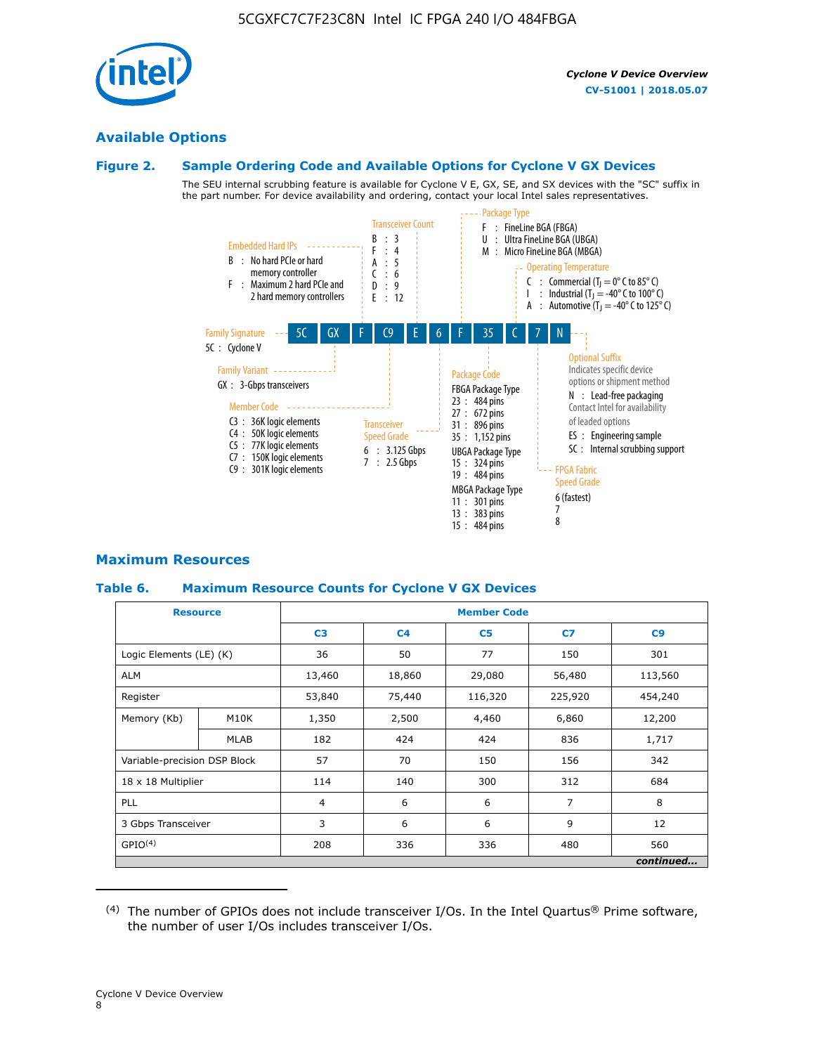## Available Options

### Figure 2. Sample Ordering Code and Available Options for Cyclone V GX Devices

The SEU internal scrubbing feature is available for Cyclone V E, GX, SE, and SX devices with the "SC" suffix in the part number. For device availability and ordering, contact your local Intel sales representatives.

**Ordering code:** 5C GX F C9 E 6 F 35 C 7 N

**Family Signature**
- 5C : Cyclone V

**Family Variant**
- GX : 3-Gbps transceivers

**Embedded Hard IPs**
- B : No hard PCIe or hard memory controller
- F : Maximum 2 hard PCIe and 2 hard memory controllers

**Member Code**
- C3 : 36K logic elements
- C4 : 50K logic elements
- C5 : 77K logic elements
- C7 : 150K logic elements
- C9 : 301K logic elements

**Transceiver Count**
- B : 3
- F : 4
- A : 5
- C : 6
- D : 9
- E : 12

**Transceiver Speed Grade**
- 6 : 3.125 Gbps
- 7 : 2.5 Gbps

**Package Type**
- F : FineLine BGA (FBGA)
- U : Ultra FineLine BGA (UBGA)
- M : Micro FineLine BGA (MBGA)

**Package Code**
- FBGA Package Type
  - 23 : 484 pins
  - 27 : 672 pins
  - 31 : 896 pins
  - 35 : 1,152 pins
- UBGA Package Type
  - 15 : 324 pins
  - 19 : 484 pins
- MBGA Package Type
  - 11 : 301 pins
  - 13 : 383 pins
  - 15 : 484 pins

**Operating Temperature**
- C : Commercial ($T_J$ = 0° C to 85° C)
- I : Industrial ($T_J$ = -40° C to 100° C)
- A : Automotive ($T_J$ = -40° C to 125° C)

**FPGA Fabric Speed Grade**
- 6 (fastest)
- 7
- 8

**Optional Suffix**
Indicates specific device options or shipment method
- N : Lead-free packaging. Contact Intel for availability of leaded options
- ES : Engineering sample
- SC : Internal scrubbing support

## Maximum Resources

### Table 6. Maximum Resource Counts for Cyclone V GX Devices

| Resource | | Member Code | | | | |
|---|---|---|---|---|---|---|
| | | C3 | C4 | C5 | C7 | C9 |
| Logic Elements (LE) (K) | | 36 | 50 | 77 | 150 | 301 |
| ALM | | 13,460 | 18,860 | 29,080 | 56,480 | 113,560 |
| Register | | 53,840 | 75,440 | 116,320 | 225,920 | 454,240 |
| Memory (Kb) | M10K | 1,350 | 2,500 | 4,460 | 6,860 | 12,200 |
| | MLAB | 182 | 424 | 424 | 836 | 1,717 |
| Variable-precision DSP Block | | 57 | 70 | 150 | 156 | 342 |
| 18 x 18 Multiplier | | 114 | 140 | 300 | 312 | 684 |
| PLL | | 4 | 6 | 6 | 7 | 8 |
| 3 Gbps Transceiver | | 3 | 6 | 6 | 9 | 12 |
| GPIO[4] | | 208 | 336 | 336 | 480 | 560 |

*continued...*

(4) The number of GPIOs does not include transceiver I/Os. In the Intel Quartus® Prime software, the number of user I/Os includes transceiver I/Os.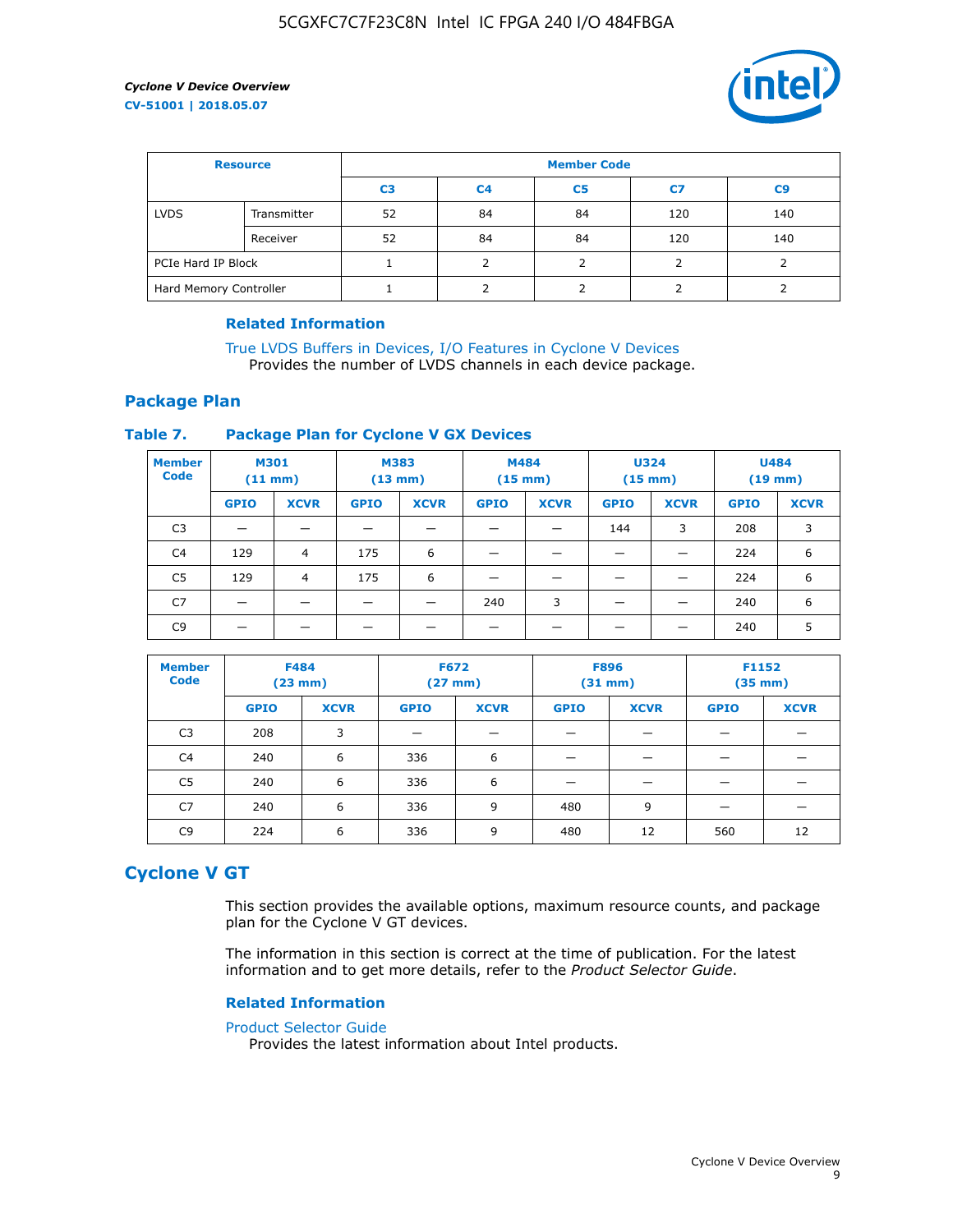| Resource | | Member Code | | | | |
|---|---|---|---|---|---|---|
| | | C3 | C4 | C5 | C7 | C9 |
| LVDS | Transmitter | 52 | 84 | 84 | 120 | 140 |
| | Receiver | 52 | 84 | 84 | 120 | 140 |
| PCIe Hard IP Block | | 1 | 2 | 2 | 2 | 2 |
| Hard Memory Controller | | 1 | 2 | 2 | 2 | 2 |

### Related Information

True LVDS Buffers in Devices, I/O Features in Cyclone V Devices
Provides the number of LVDS channels in each device package.

## Package Plan

### Table 7. Package Plan for Cyclone V GX Devices

| Member Code | M301 (11 mm) | | M383 (13 mm) | | M484 (15 mm) | | U324 (15 mm) | | U484 (19 mm) | |
|---|---|---|---|---|---|---|---|---|---|---|
| | GPIO | XCVR | GPIO | XCVR | GPIO | XCVR | GPIO | XCVR | GPIO | XCVR |
| C3 | — | — | — | — | — | — | 144 | 3 | 208 | 3 |
| C4 | 129 | 4 | 175 | 6 | — | — | — | — | 224 | 6 |
| C5 | 129 | 4 | 175 | 6 | — | — | — | — | 224 | 6 |
| C7 | — | — | — | — | 240 | 3 | — | — | 240 | 6 |
| C9 | — | — | — | — | — | — | — | — | 240 | 5 |

| Member Code | F484 (23 mm) | | F672 (27 mm) | | F896 (31 mm) | | F1152 (35 mm) | |
|---|---|---|---|---|---|---|---|---|
| | GPIO | XCVR | GPIO | XCVR | GPIO | XCVR | GPIO | XCVR |
| C3 | 208 | 3 | — | — | — | — | — | — |
| C4 | 240 | 6 | 336 | 6 | — | — | — | — |
| C5 | 240 | 6 | 336 | 6 | — | — | — | — |
| C7 | 240 | 6 | 336 | 9 | 480 | 9 | — | — |
| C9 | 224 | 6 | 336 | 9 | 480 | 12 | 560 | 12 |

# Cyclone V GT

This section provides the available options, maximum resource counts, and package plan for the Cyclone V GT devices.

The information in this section is correct at the time of publication. For the latest information and to get more details, refer to the *Product Selector Guide*.

### Related Information

Product Selector Guide
Provides the latest information about Intel products.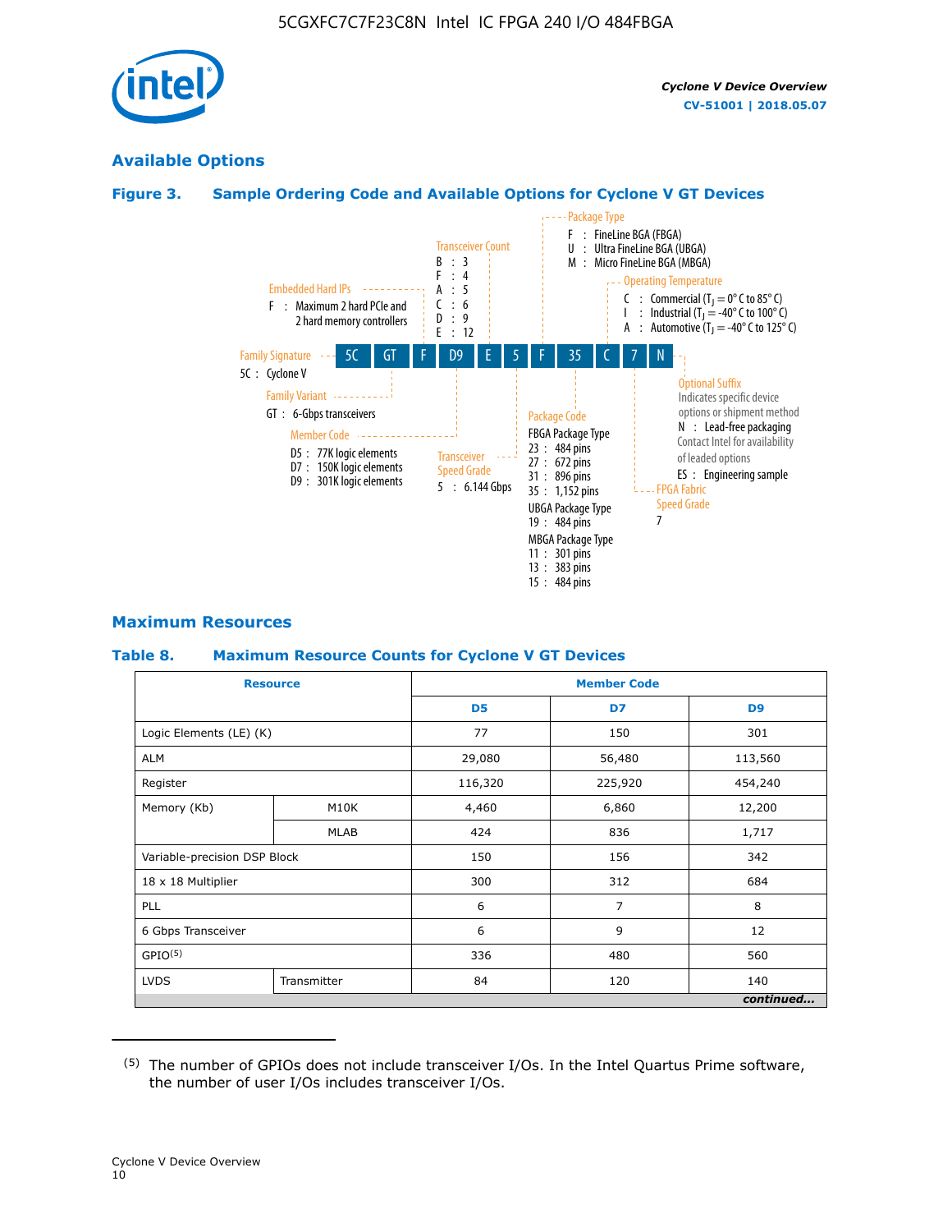## Available Options

### Figure 3. Sample Ordering Code and Available Options for Cyclone V GT Devices

5C GT F D9 E 5 F 35 C 7 N

- **Family Signature**
  - 5C : Cyclone V
- **Family Variant**
  - GT : 6-Gbps transceivers
- **Embedded Hard IPs**
  - F : Maximum 2 hard PCIe and 2 hard memory controllers
- **Member Code**
  - D5 : 77K logic elements
  - D7 : 150K logic elements
  - D9 : 301K logic elements
- **Transceiver Count**
  - B : 3
  - F : 4
  - A : 5
  - C : 6
  - D : 9
  - E : 12
- **Transceiver Speed Grade**
  - 5 : 6.144 Gbps
- **Package Type**
  - F : FineLine BGA (FBGA)
  - U : Ultra FineLine BGA (UBGA)
  - M : Micro FineLine BGA (MBGA)
- **Package Code**
  - FBGA Package Type
    - 23 : 484 pins
    - 27 : 672 pins
    - 31 : 896 pins
    - 35 : 1,152 pins
  - UBGA Package Type
    - 19 : 484 pins
  - MBGA Package Type
    - 11 : 301 pins
    - 13 : 383 pins
    - 15 : 484 pins
- **Operating Temperature**
  - C : Commercial ($T_J$ = 0° C to 85° C)
  - I : Industrial ($T_J$ = -40° C to 100° C)
  - A : Automotive ($T_J$ = -40° C to 125° C)
- **FPGA Fabric Speed Grade**
  - 7
- **Optional Suffix**
  - Indicates specific device options or shipment method
  - N : Lead-free packaging
  - Contact Intel for availability of leaded options
  - ES : Engineering sample

## Maximum Resources

### Table 8. Maximum Resource Counts for Cyclone V GT Devices

| Resource | | Member Code | | |
|---|---|---|---|---|
| | | D5 | D7 | D9 |
| Logic Elements (LE) (K) | | 77 | 150 | 301 |
| ALM | | 29,080 | 56,480 | 113,560 |
| Register | | 116,320 | 225,920 | 454,240 |
| Memory (Kb) | M10K | 4,460 | 6,860 | 12,200 |
| | MLAB | 424 | 836 | 1,717 |
| Variable-precision DSP Block | | 150 | 156 | 342 |
| 18 x 18 Multiplier | | 300 | 312 | 684 |
| PLL | | 6 | 7 | 8 |
| 6 Gbps Transceiver | | 6 | 9 | 12 |
| GPIO[5] | | 336 | 480 | 560 |
| LVDS | Transmitter | 84 | 120 | 140 |

*continued...*

(5) The number of GPIOs does not include transceiver I/Os. In the Intel Quartus Prime software, the number of user I/Os includes transceiver I/Os.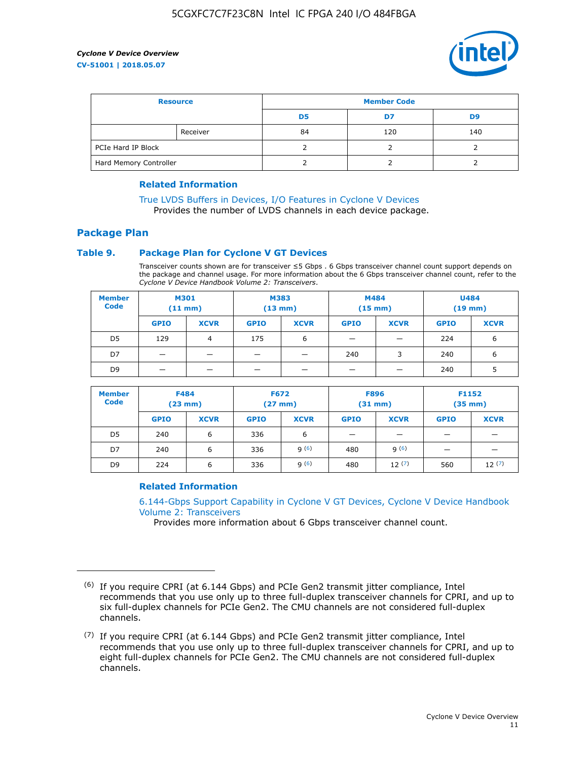| Resource | | Member Code | | |
|---|---|---|---|---|
| | | D5 | D7 | D9 |
| | Receiver | 84 | 120 | 140 |
| PCIe Hard IP Block | | 2 | 2 | 2 |
| Hard Memory Controller | | 2 | 2 | 2 |

### Related Information

True LVDS Buffers in Devices, I/O Features in Cyclone V Devices
Provides the number of LVDS channels in each device package.

## Package Plan

### Table 9. Package Plan for Cyclone V GT Devices

Transceiver counts shown are for transceiver ≤5 Gbps . 6 Gbps transceiver channel count support depends on the package and channel usage. For more information about the 6 Gbps transceiver channel count, refer to the *Cyclone V Device Handbook Volume 2: Transceivers*.

| Member Code | M301 (11 mm) | | M383 (13 mm) | | M484 (15 mm) | | U484 (19 mm) | |
|---|---|---|---|---|---|---|---|---|
| | GPIO | XCVR | GPIO | XCVR | GPIO | XCVR | GPIO | XCVR |
| D5 | 129 | 4 | 175 | 6 | — | — | 224 | 6 |
| D7 | — | — | — | — | 240 | 3 | 240 | 6 |
| D9 | — | — | — | — | — | — | 240 | 5 |

| Member Code | F484 (23 mm) | | F672 (27 mm) | | F896 (31 mm) | | F1152 (35 mm) | |
|---|---|---|---|---|---|---|---|---|
| | GPIO | XCVR | GPIO | XCVR | GPIO | XCVR | GPIO | XCVR |
| D5 | 240 | 6 | 336 | 6 | — | — | — | — |
| D7 | 240 | 6 | 336 | 9 [(6)] | 480 | 9 [(6)] | — | — |
| D9 | 224 | 6 | 336 | 9 [(6)] | 480 | 12 [(7)] | 560 | 12 [(7)] |

### Related Information

6.144-Gbps Support Capability in Cyclone V GT Devices, Cyclone V Device Handbook Volume 2: Transceivers
Provides more information about 6 Gbps transceiver channel count.

---

(6) If you require CPRI (at 6.144 Gbps) and PCIe Gen2 transmit jitter compliance, Intel recommends that you use only up to three full-duplex transceiver channels for CPRI, and up to six full-duplex channels for PCIe Gen2. The CMU channels are not considered full-duplex channels.

(7) If you require CPRI (at 6.144 Gbps) and PCIe Gen2 transmit jitter compliance, Intel recommends that you use only up to three full-duplex transceiver channels for CPRI, and up to eight full-duplex channels for PCIe Gen2. The CMU channels are not considered full-duplex channels.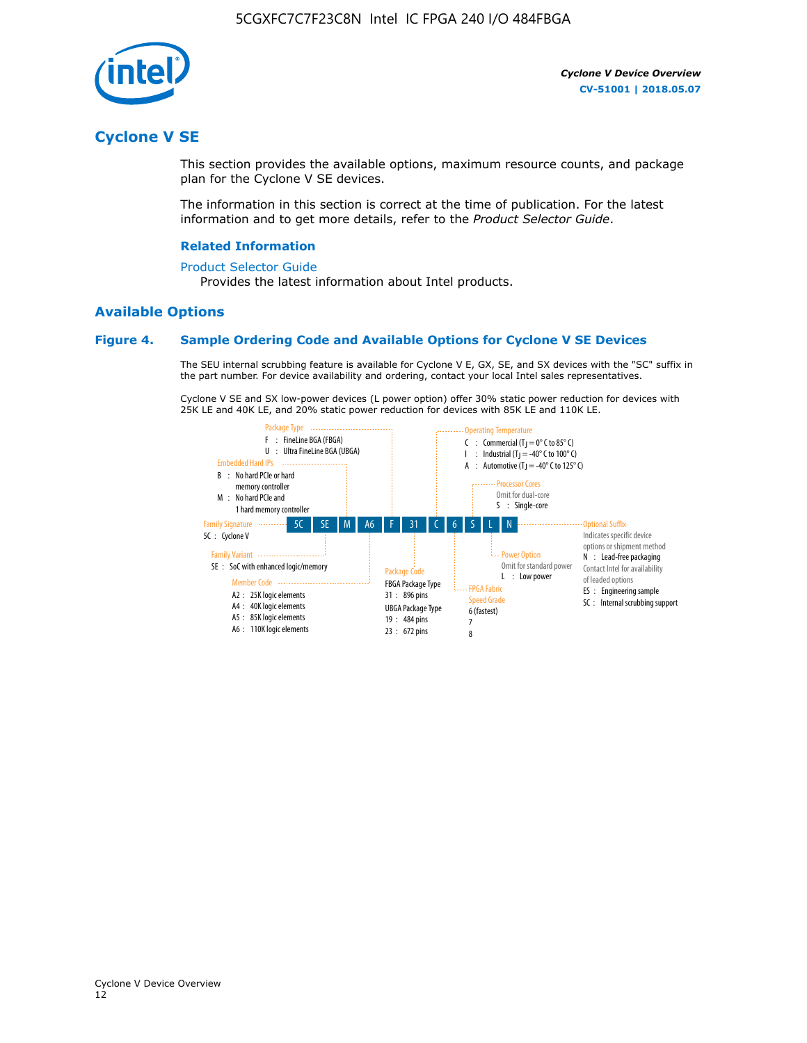## Cyclone V SE

This section provides the available options, maximum resource counts, and package plan for the Cyclone V SE devices.

The information in this section is correct at the time of publication. For the latest information and to get more details, refer to the *Product Selector Guide*.

#### Related Information

Product Selector Guide

Provides the latest information about Intel products.

### Available Options

#### Figure 4. Sample Ordering Code and Available Options for Cyclone V SE Devices

The SEU internal scrubbing feature is available for Cyclone V E, GX, SE, and SX devices with the "SC" suffix in the part number. For device availability and ordering, contact your local Intel sales representatives.

Cyclone V SE and SX low-power devices (L power option) offer 30% static power reduction for devices with 25K LE and 40K LE, and 20% static power reduction for devices with 85K LE and 110K LE.

Sample ordering code: 5C SE M A6 F 31 C 6 S L N

- **Family Signature**
  - 5C : Cyclone V
- **Family Variant**
  - SE : SoC with enhanced logic/memory
- **Embedded Hard IPs**
  - B : No hard PCIe or hard memory controller
  - M : No hard PCIe and 1 hard memory controller
- **Member Code**
  - A2 : 25K logic elements
  - A4 : 40K logic elements
  - A5 : 85K logic elements
  - A6 : 110K logic elements
- **Package Type**
  - F : FineLine BGA (FBGA)
  - U : Ultra FineLine BGA (UBGA)
- **Package Code**
  - FBGA Package Type
    - 31 : 896 pins
  - UBGA Package Type
    - 19 : 484 pins
    - 23 : 672 pins
- **Operating Temperature**
  - C : Commercial ($T_J$ = 0° C to 85° C)
  - I : Industrial ($T_J$ = -40° C to 100° C)
  - A : Automotive ($T_J$ = -40° C to 125° C)
- **FPGA Fabric Speed Grade**
  - 6 (fastest)
  - 7
  - 8
- **Processor Cores**
  - Omit for dual-core
  - S : Single-core
- **Power Option**
  - Omit for standard power
  - L : Low power
- **Optional Suffix**
  - Indicates specific device options or shipment method
  - N : Lead-free packaging
  - Contact Intel for availability of leaded options
  - ES : Engineering sample
  - SC : Internal scrubbing support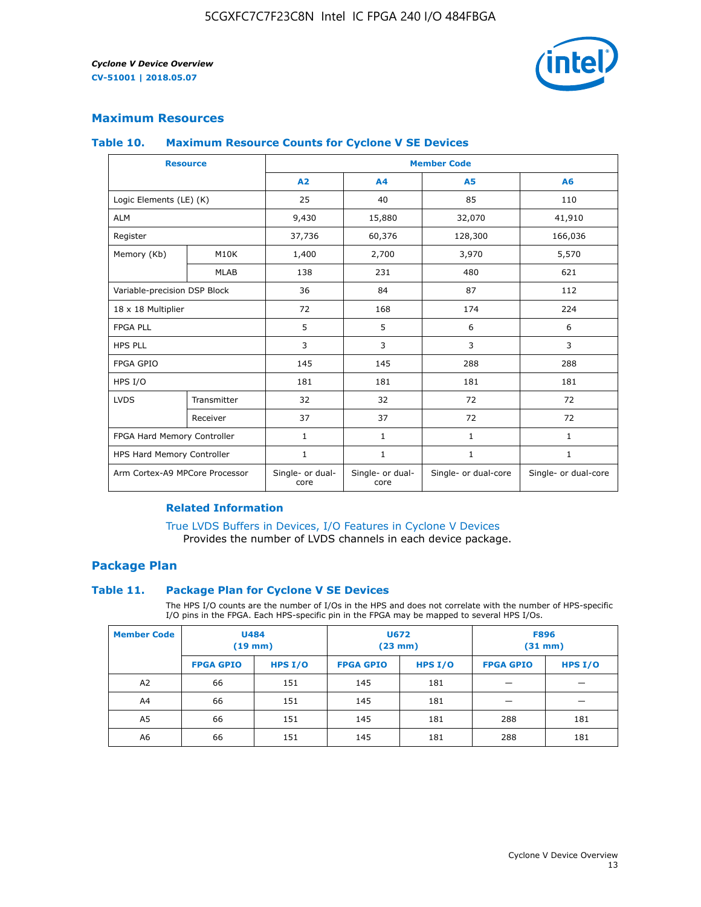## Maximum Resources

### Table 10. Maximum Resource Counts for Cyclone V SE Devices

| Resource | | Member Code | | | |
|---|---|---|---|---|---|
| | | A2 | A4 | A5 | A6 |
| Logic Elements (LE) (K) | | 25 | 40 | 85 | 110 |
| ALM | | 9,430 | 15,880 | 32,070 | 41,910 |
| Register | | 37,736 | 60,376 | 128,300 | 166,036 |
| Memory (Kb) | M10K | 1,400 | 2,700 | 3,970 | 5,570 |
| | MLAB | 138 | 231 | 480 | 621 |
| Variable-precision DSP Block | | 36 | 84 | 87 | 112 |
| 18 x 18 Multiplier | | 72 | 168 | 174 | 224 |
| FPGA PLL | | 5 | 5 | 6 | 6 |
| HPS PLL | | 3 | 3 | 3 | 3 |
| FPGA GPIO | | 145 | 145 | 288 | 288 |
| HPS I/O | | 181 | 181 | 181 | 181 |
| LVDS | Transmitter | 32 | 32 | 72 | 72 |
| | Receiver | 37 | 37 | 72 | 72 |
| FPGA Hard Memory Controller | | 1 | 1 | 1 | 1 |
| HPS Hard Memory Controller | | 1 | 1 | 1 | 1 |
| Arm Cortex-A9 MPCore Processor | | Single- or dual-core | Single- or dual-core | Single- or dual-core | Single- or dual-core |

#### Related Information

True LVDS Buffers in Devices, I/O Features in Cyclone V Devices
Provides the number of LVDS channels in each device package.

## Package Plan

### Table 11. Package Plan for Cyclone V SE Devices

The HPS I/O counts are the number of I/Os in the HPS and does not correlate with the number of HPS-specific I/O pins in the FPGA. Each HPS-specific pin in the FPGA may be mapped to several HPS I/Os.

| Member Code | U484 (19 mm) | | U672 (23 mm) | | F896 (31 mm) | |
|---|---|---|---|---|---|---|
| | FPGA GPIO | HPS I/O | FPGA GPIO | HPS I/O | FPGA GPIO | HPS I/O |
| A2 | 66 | 151 | 145 | 181 | — | — |
| A4 | 66 | 151 | 145 | 181 | — | — |
| A5 | 66 | 151 | 145 | 181 | 288 | 181 |
| A6 | 66 | 151 | 145 | 181 | 288 | 181 |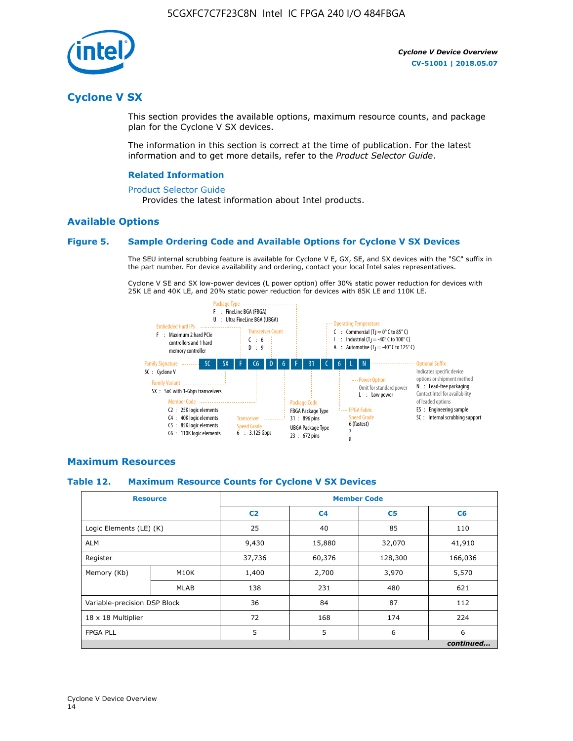# Cyclone V SX

This section provides the available options, maximum resource counts, and package plan for the Cyclone V SX devices.

The information in this section is correct at the time of publication. For the latest information and to get more details, refer to the *Product Selector Guide*.

### Related Information

Product Selector Guide

Provides the latest information about Intel products.

## Available Options

### Figure 5. Sample Ordering Code and Available Options for Cyclone V SX Devices

The SEU internal scrubbing feature is available for Cyclone V E, GX, SE, and SX devices with the "SC" suffix in the part number. For device availability and ordering, contact your local Intel sales representatives.

Cyclone V SE and SX low-power devices (L power option) offer 30% static power reduction for devices with 25K LE and 40K LE, and 20% static power reduction for devices with 85K LE and 110K LE.

**5C SX F C6 D 6 F 31 C 6 L N**

- Family Signature
  - 5C : Cyclone V
- Family Variant
  - SX : SoC with 3-Gbps transceivers
- Embedded Hard IPs
  - F : Maximum 2 hard PCIe controllers and 1 hard memory controller
- Member Code
  - C2 : 25K logic elements
  - C4 : 40K logic elements
  - C5 : 85K logic elements
  - C6 : 110K logic elements
- Transceiver Count
  - C : 6
  - D : 9
- Transceiver Speed Grade
  - 6 : 3.125 Gbps
- Package Type
  - F : FineLine BGA (FBGA)
  - U : Ultra FineLine BGA (UBGA)
- Package Code
  - FBGA Package Type
    - 31 : 896 pins
  - UBGA Package Type
    - 23 : 672 pins
- Operating Temperature
  - C : Commercial ($T_J$ = 0° C to 85° C)
  - I : Industrial ($T_J$ = -40° C to 100° C)
  - A : Automotive ($T_J$ = -40° C to 125° C)
- FPGA Fabric Speed Grade
  - 6 (fastest)
  - 7
  - 8
- Power Option
  - Omit for standard power
  - L : Low power
- Optional Suffix
  - Indicates specific device options or shipment method
  - N : Lead-free packaging. Contact Intel for availability of leaded options
  - ES : Engineering sample
  - SC : Internal scrubbing support

## Maximum Resources

### Table 12. Maximum Resource Counts for Cyclone V SX Devices

| Resource | | Member Code | | | |
|---|---|---|---|---|---|
| | | C2 | C4 | C5 | C6 |
| Logic Elements (LE) (K) | | 25 | 40 | 85 | 110 |
| ALM | | 9,430 | 15,880 | 32,070 | 41,910 |
| Register | | 37,736 | 60,376 | 128,300 | 166,036 |
| Memory (Kb) | M10K | 1,400 | 2,700 | 3,970 | 5,570 |
| | MLAB | 138 | 231 | 480 | 621 |
| Variable-precision DSP Block | | 36 | 84 | 87 | 112 |
| 18 x 18 Multiplier | | 72 | 168 | 174 | 224 |
| FPGA PLL | | 5 | 5 | 6 | 6 |

*continued...*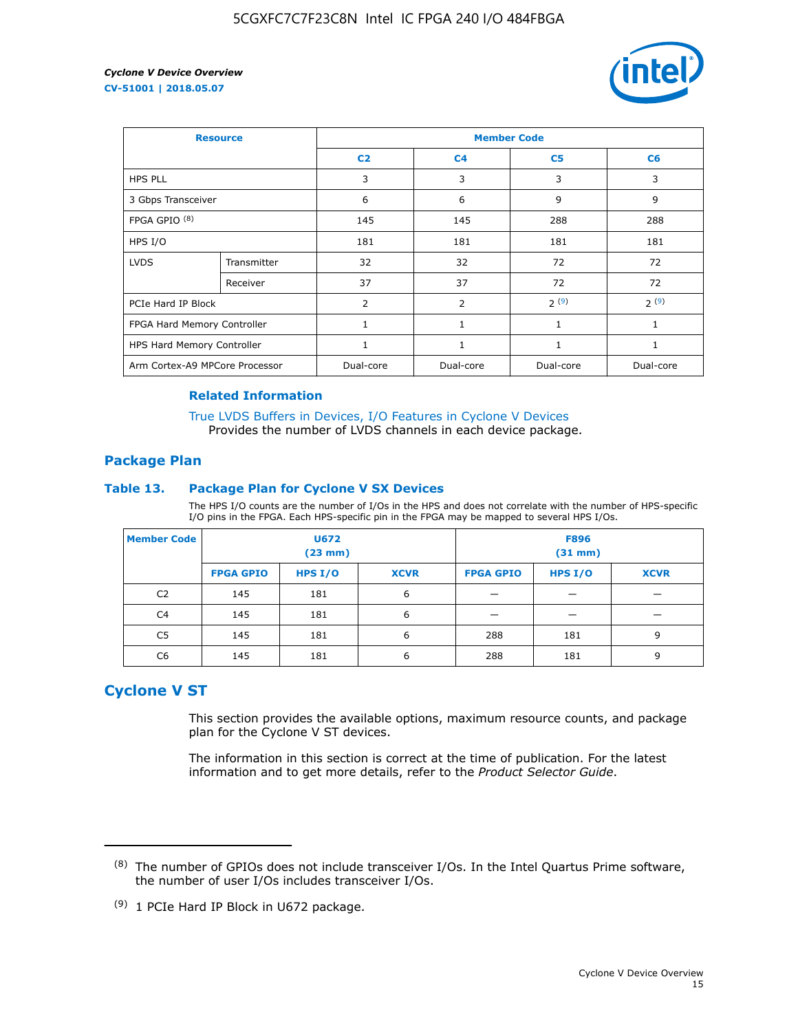| Resource | | Member Code | | | |
|---|---|---|---|---|---|
| | | C2 | C4 | C5 | C6 |
| HPS PLL | | 3 | 3 | 3 | 3 |
| 3 Gbps Transceiver | | 6 | 6 | 9 | 9 |
| FPGA GPIO (8) | | 145 | 145 | 288 | 288 |
| HPS I/O | | 181 | 181 | 181 | 181 |
| LVDS | Transmitter | 32 | 32 | 72 | 72 |
| | Receiver | 37 | 37 | 72 | 72 |
| PCIe Hard IP Block | | 2 | 2 | 2 (9) | 2 (9) |
| FPGA Hard Memory Controller | | 1 | 1 | 1 | 1 |
| HPS Hard Memory Controller | | 1 | 1 | 1 | 1 |
| Arm Cortex-A9 MPCore Processor | | Dual-core | Dual-core | Dual-core | Dual-core |

**Related Information**

True LVDS Buffers in Devices, I/O Features in Cyclone V Devices
Provides the number of LVDS channels in each device package.

## Package Plan

### Table 13. Package Plan for Cyclone V SX Devices

The HPS I/O counts are the number of I/Os in the HPS and does not correlate with the number of HPS-specific I/O pins in the FPGA. Each HPS-specific pin in the FPGA may be mapped to several HPS I/Os.

| Member Code | U672 (23 mm) | | | F896 (31 mm) | | |
|---|---|---|---|---|---|---|
| | FPGA GPIO | HPS I/O | XCVR | FPGA GPIO | HPS I/O | XCVR |
| C2 | 145 | 181 | 6 | — | — | — |
| C4 | 145 | 181 | 6 | — | — | — |
| C5 | 145 | 181 | 6 | 288 | 181 | 9 |
| C6 | 145 | 181 | 6 | 288 | 181 | 9 |

## Cyclone V ST

This section provides the available options, maximum resource counts, and package plan for the Cyclone V ST devices.

The information in this section is correct at the time of publication. For the latest information and to get more details, refer to the *Product Selector Guide*.

(8) The number of GPIOs does not include transceiver I/Os. In the Intel Quartus Prime software, the number of user I/Os includes transceiver I/Os.

(9) 1 PCIe Hard IP Block in U672 package.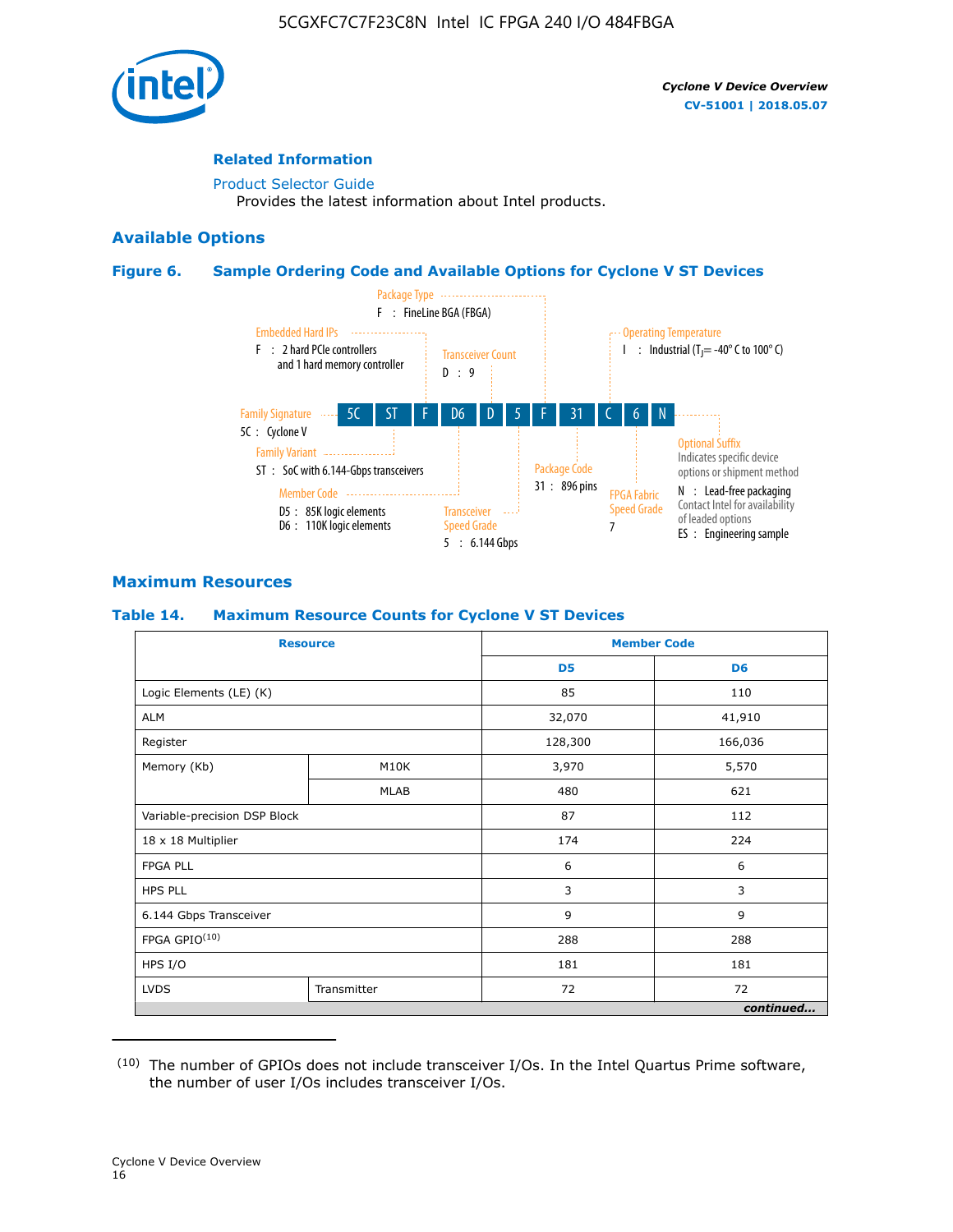## Related Information

Product Selector Guide
  Provides the latest information about Intel products.

## Available Options

### Figure 6. Sample Ordering Code and Available Options for Cyclone V ST Devices

5C | ST | F | D6 | D | 5 | F | 31 | C | 6 | N

- **Family Signature** — 5C : Cyclone V
- **Family Variant** — ST : SoC with 6.144-Gbps transceivers
- **Embedded Hard IPs** — F : 2 hard PCIe controllers and 1 hard memory controller
- **Member Code** — D5 : 85K logic elements; D6 : 110K logic elements
- **Transceiver Count** — D : 9
- **Transceiver Speed Grade** — 5 : 6.144 Gbps
- **Package Type** — F : FineLine BGA (FBGA)
- **Package Code** — 31 : 896 pins
- **Operating Temperature** — I : Industrial ($T_J$ = -40° C to 100° C)
- **FPGA Fabric Speed Grade** — 7
- **Optional Suffix** — Indicates specific device options or shipment method; N : Lead-free packaging, Contact Intel for availability of leaded options; ES : Engineering sample

## Maximum Resources

### Table 14. Maximum Resource Counts for Cyclone V ST Devices

| Resource | | Member Code | |
|---|---|---|---|
| | | D5 | D6 |
| Logic Elements (LE) (K) | | 85 | 110 |
| ALM | | 32,070 | 41,910 |
| Register | | 128,300 | 166,036 |
| Memory (Kb) | M10K | 3,970 | 5,570 |
| | MLAB | 480 | 621 |
| Variable-precision DSP Block | | 87 | 112 |
| 18 x 18 Multiplier | | 174 | 224 |
| FPGA PLL | | 6 | 6 |
| HPS PLL | | 3 | 3 |
| 6.144 Gbps Transceiver | | 9 | 9 |
| FPGA GPIO[10] | | 288 | 288 |
| HPS I/O | | 181 | 181 |
| LVDS | Transmitter | 72 | 72 |

*continued...*

(10) The number of GPIOs does not include transceiver I/Os. In the Intel Quartus Prime software, the number of user I/Os includes transceiver I/Os.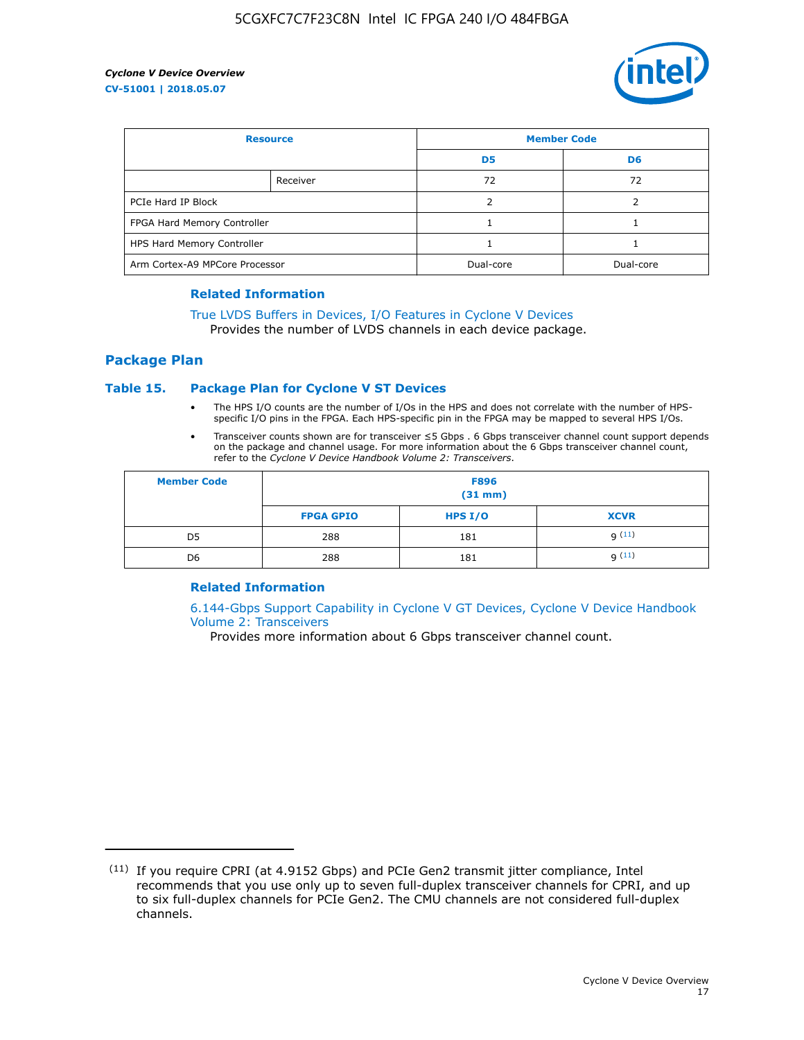| Resource | | Member Code | |
|---|---|---|---|
| | | D5 | D6 |
| | Receiver | 72 | 72 |
| PCIe Hard IP Block | | 2 | 2 |
| FPGA Hard Memory Controller | | 1 | 1 |
| HPS Hard Memory Controller | | 1 | 1 |
| Arm Cortex-A9 MPCore Processor | | Dual-core | Dual-core |

### Related Information

True LVDS Buffers in Devices, I/O Features in Cyclone V Devices
Provides the number of LVDS channels in each device package.

## Package Plan

### Table 15. Package Plan for Cyclone V ST Devices

- The HPS I/O counts are the number of I/Os in the HPS and does not correlate with the number of HPS-specific I/O pins in the FPGA. Each HPS-specific pin in the FPGA may be mapped to several HPS I/Os.
- Transceiver counts shown are for transceiver ≤5 Gbps . 6 Gbps transceiver channel count support depends on the package and channel usage. For more information about the 6 Gbps transceiver channel count, refer to the *Cyclone V Device Handbook Volume 2: Transceivers*.

| Member Code | F896 (31 mm) | | |
|---|---|---|---|
| | FPGA GPIO | HPS I/O | XCVR |
| D5 | 288 | 181 | 9 [11] |
| D6 | 288 | 181 | 9 [11] |

### Related Information

6.144-Gbps Support Capability in Cyclone V GT Devices, Cyclone V Device Handbook Volume 2: Transceivers
Provides more information about 6 Gbps transceiver channel count.

(11) If you require CPRI (at 4.9152 Gbps) and PCIe Gen2 transmit jitter compliance, Intel recommends that you use only up to seven full-duplex transceiver channels for CPRI, and up to six full-duplex channels for PCIe Gen2. The CMU channels are not considered full-duplex channels.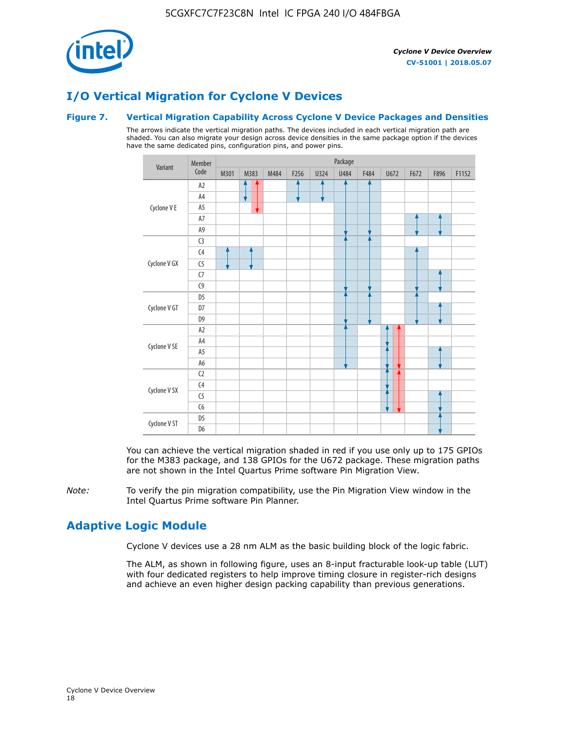# I/O Vertical Migration for Cyclone V Devices

### Figure 7. Vertical Migration Capability Across Cyclone V Device Packages and Densities

The arrows indicate the vertical migration paths. The devices included in each vertical migration path are shaded. You can also migrate your design across device densities in the same package option if the devices have the same dedicated pins, configuration pins, and power pins.

| Variant | Member Code | M301 | M383 | M484 | F256 | U324 | U484 | F484 | U672 | F672 | F896 | F1152 |
|---|---|---|---|---|---|---|---|---|---|---|---|---|
| Cyclone V E | A2 | | | | | | | | | | | |
| | A4 | | | | | | | | | | | |
| | A5 | | | | | | | | | | | |
| | A7 | | | | | | | | | | | |
| | A9 | | | | | | | | | | | |
| Cyclone V GX | C3 | | | | | | | | | | | |
| | C4 | | | | | | | | | | | |
| | C5 | | | | | | | | | | | |
| | C7 | | | | | | | | | | | |
| | C9 | | | | | | | | | | | |
| Cyclone V GT | D5 | | | | | | | | | | | |
| | D7 | | | | | | | | | | | |
| | D9 | | | | | | | | | | | |
| Cyclone V SE | A2 | | | | | | | | | | | |
| | A4 | | | | | | | | | | | |
| | A5 | | | | | | | | | | | |
| | A6 | | | | | | | | | | | |
| Cyclone V SX | C2 | | | | | | | | | | | |
| | C4 | | | | | | | | | | | |
| | C5 | | | | | | | | | | | |
| | C6 | | | | | | | | | | | |
| Cyclone V ST | D5 | | | | | | | | | | | |
| | D6 | | | | | | | | | | | |

You can achieve the vertical migration shaded in red if you use only up to 175 GPIOs for the M383 package, and 138 GPIOs for the U672 package. These migration paths are not shown in the Intel Quartus Prime software Pin Migration View.

*Note:* To verify the pin migration compatibility, use the Pin Migration View window in the Intel Quartus Prime software Pin Planner.

# Adaptive Logic Module

Cyclone V devices use a 28 nm ALM as the basic building block of the logic fabric.

The ALM, as shown in following figure, uses an 8-input fracturable look-up table (LUT) with four dedicated registers to help improve timing closure in register-rich designs and achieve an even higher design packing capability than previous generations.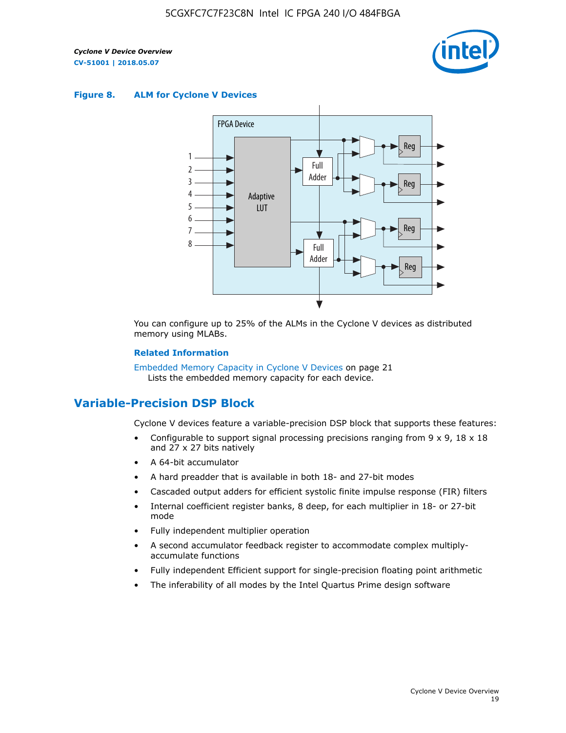**Figure 8. ALM for Cyclone V Devices**

You can configure up to 25% of the ALMs in the Cyclone V devices as distributed memory using MLABs.

**Related Information**

Embedded Memory Capacity in Cyclone V Devices on page 21
Lists the embedded memory capacity for each device.

## Variable-Precision DSP Block

Cyclone V devices feature a variable-precision DSP block that supports these features:

- Configurable to support signal processing precisions ranging from 9 x 9, 18 x 18 and 27 x 27 bits natively
- A 64-bit accumulator
- A hard preadder that is available in both 18- and 27-bit modes
- Cascaded output adders for efficient systolic finite impulse response (FIR) filters
- Internal coefficient register banks, 8 deep, for each multiplier in 18- or 27-bit mode
- Fully independent multiplier operation
- A second accumulator feedback register to accommodate complex multiply-accumulate functions
- Fully independent Efficient support for single-precision floating point arithmetic
- The inferability of all modes by the Intel Quartus Prime design software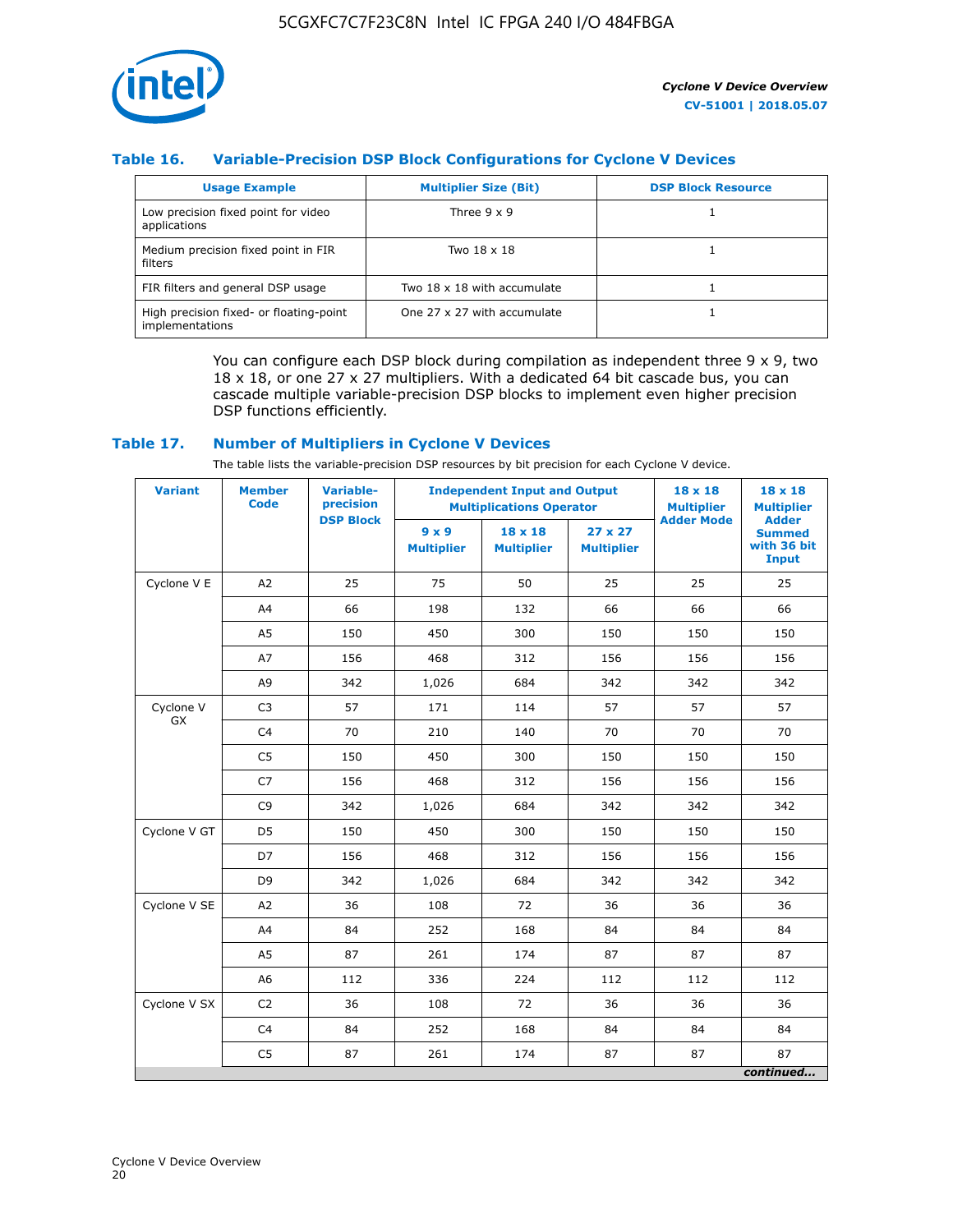### Table 16. Variable-Precision DSP Block Configurations for Cyclone V Devices

| Usage Example | Multiplier Size (Bit) | DSP Block Resource |
|---|---|---|
| Low precision fixed point for video applications | Three 9 x 9 | 1 |
| Medium precision fixed point in FIR filters | Two 18 x 18 | 1 |
| FIR filters and general DSP usage | Two 18 x 18 with accumulate | 1 |
| High precision fixed- or floating-point implementations | One 27 x 27 with accumulate | 1 |

You can configure each DSP block during compilation as independent three 9 x 9, two 18 x 18, or one 27 x 27 multipliers. With a dedicated 64 bit cascade bus, you can cascade multiple variable-precision DSP blocks to implement even higher precision DSP functions efficiently.

### Table 17. Number of Multipliers in Cyclone V Devices

The table lists the variable-precision DSP resources by bit precision for each Cyclone V device.

| Variant | Member Code | Variable-precision DSP Block | Independent Input and Output Multiplications Operator | | | 18 x 18 Multiplier Adder Mode | 18 x 18 Multiplier Adder Summed with 36 bit Input |
|---|---|---|---|---|---|---|---|
| | | | 9 x 9 Multiplier | 18 x 18 Multiplier | 27 x 27 Multiplier | | |
| Cyclone V E | A2 | 25 | 75 | 50 | 25 | 25 | 25 |
| | A4 | 66 | 198 | 132 | 66 | 66 | 66 |
| | A5 | 150 | 450 | 300 | 150 | 150 | 150 |
| | A7 | 156 | 468 | 312 | 156 | 156 | 156 |
| | A9 | 342 | 1,026 | 684 | 342 | 342 | 342 |
| Cyclone V GX | C3 | 57 | 171 | 114 | 57 | 57 | 57 |
| | C4 | 70 | 210 | 140 | 70 | 70 | 70 |
| | C5 | 150 | 450 | 300 | 150 | 150 | 150 |
| | C7 | 156 | 468 | 312 | 156 | 156 | 156 |
| | C9 | 342 | 1,026 | 684 | 342 | 342 | 342 |
| Cyclone V GT | D5 | 150 | 450 | 300 | 150 | 150 | 150 |
| | D7 | 156 | 468 | 312 | 156 | 156 | 156 |
| | D9 | 342 | 1,026 | 684 | 342 | 342 | 342 |
| Cyclone V SE | A2 | 36 | 108 | 72 | 36 | 36 | 36 |
| | A4 | 84 | 252 | 168 | 84 | 84 | 84 |
| | A5 | 87 | 261 | 174 | 87 | 87 | 87 |
| | A6 | 112 | 336 | 224 | 112 | 112 | 112 |
| Cyclone V SX | C2 | 36 | 108 | 72 | 36 | 36 | 36 |
| | C4 | 84 | 252 | 168 | 84 | 84 | 84 |
| | C5 | 87 | 261 | 174 | 87 | 87 | 87 |

*continued...*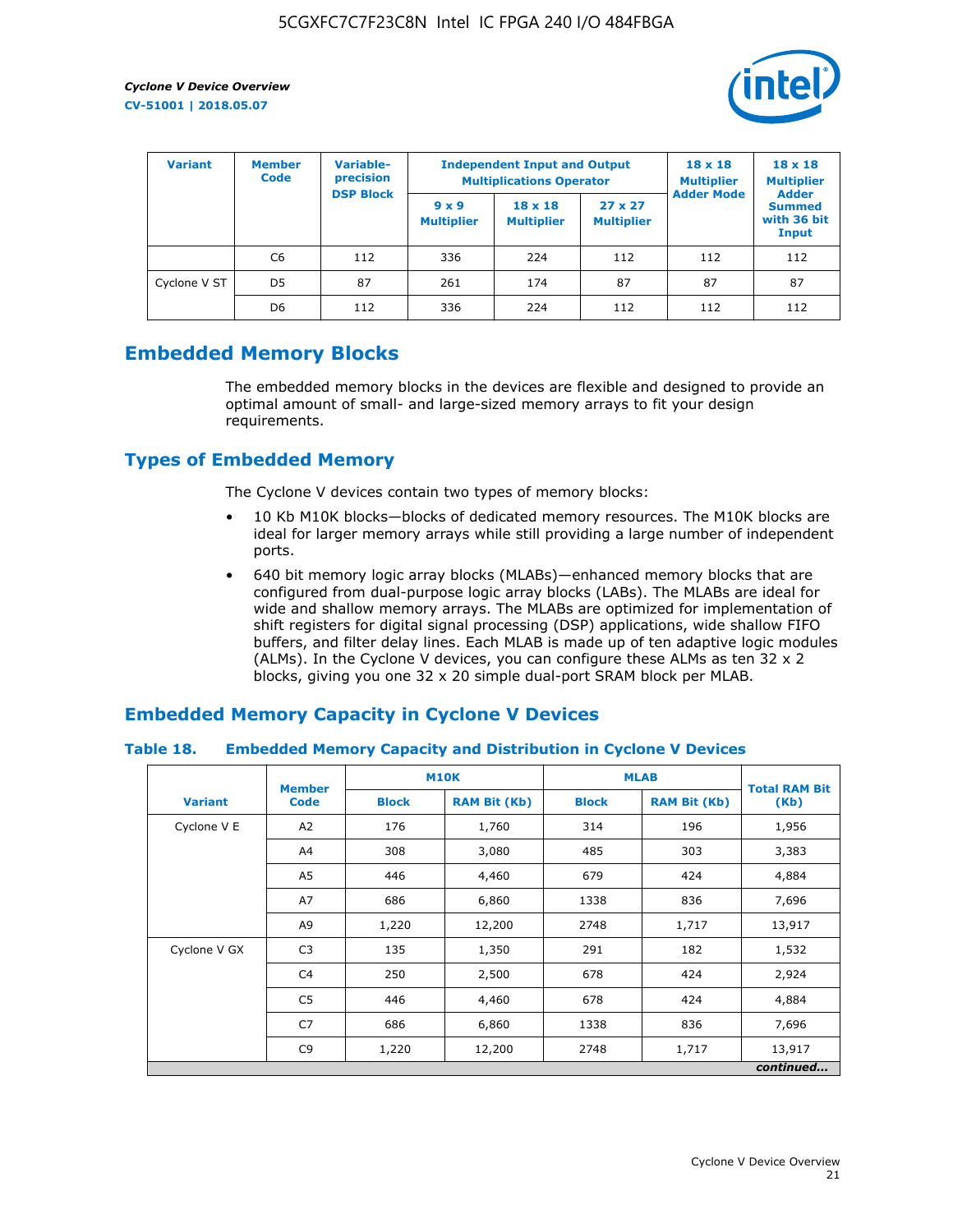| Variant | Member Code | Variable-precision DSP Block | Independent Input and Output Multiplications Operator | | | 18 x 18 Multiplier Adder Mode | 18 x 18 Multiplier Adder Summed with 36 bit Input |
|---|---|---|---|---|---|---|---|
| | | | 9 x 9 Multiplier | 18 x 18 Multiplier | 27 x 27 Multiplier | | |
| | C6 | 112 | 336 | 224 | 112 | 112 | 112 |
| Cyclone V ST | D5 | 87 | 261 | 174 | 87 | 87 | 87 |
| | D6 | 112 | 336 | 224 | 112 | 112 | 112 |

## Embedded Memory Blocks

The embedded memory blocks in the devices are flexible and designed to provide an optimal amount of small- and large-sized memory arrays to fit your design requirements.

## Types of Embedded Memory

The Cyclone V devices contain two types of memory blocks:

- 10 Kb M10K blocks—blocks of dedicated memory resources. The M10K blocks are ideal for larger memory arrays while still providing a large number of independent ports.
- 640 bit memory logic array blocks (MLABs)—enhanced memory blocks that are configured from dual-purpose logic array blocks (LABs). The MLABs are ideal for wide and shallow memory arrays. The MLABs are optimized for implementation of shift registers for digital signal processing (DSP) applications, wide shallow FIFO buffers, and filter delay lines. Each MLAB is made up of ten adaptive logic modules (ALMs). In the Cyclone V devices, you can configure these ALMs as ten 32 x 2 blocks, giving you one 32 x 20 simple dual-port SRAM block per MLAB.

## Embedded Memory Capacity in Cyclone V Devices

### Table 18. Embedded Memory Capacity and Distribution in Cyclone V Devices

| Variant | Member Code | M10K | | MLAB | | Total RAM Bit (Kb) |
|---|---|---|---|---|---|---|
| | | Block | RAM Bit (Kb) | Block | RAM Bit (Kb) | |
| Cyclone V E | A2 | 176 | 1,760 | 314 | 196 | 1,956 |
| | A4 | 308 | 3,080 | 485 | 303 | 3,383 |
| | A5 | 446 | 4,460 | 679 | 424 | 4,884 |
| | A7 | 686 | 6,860 | 1338 | 836 | 7,696 |
| | A9 | 1,220 | 12,200 | 2748 | 1,717 | 13,917 |
| Cyclone V GX | C3 | 135 | 1,350 | 291 | 182 | 1,532 |
| | C4 | 250 | 2,500 | 678 | 424 | 2,924 |
| | C5 | 446 | 4,460 | 678 | 424 | 4,884 |
| | C7 | 686 | 6,860 | 1338 | 836 | 7,696 |
| | C9 | 1,220 | 12,200 | 2748 | 1,717 | 13,917 |

*continued...*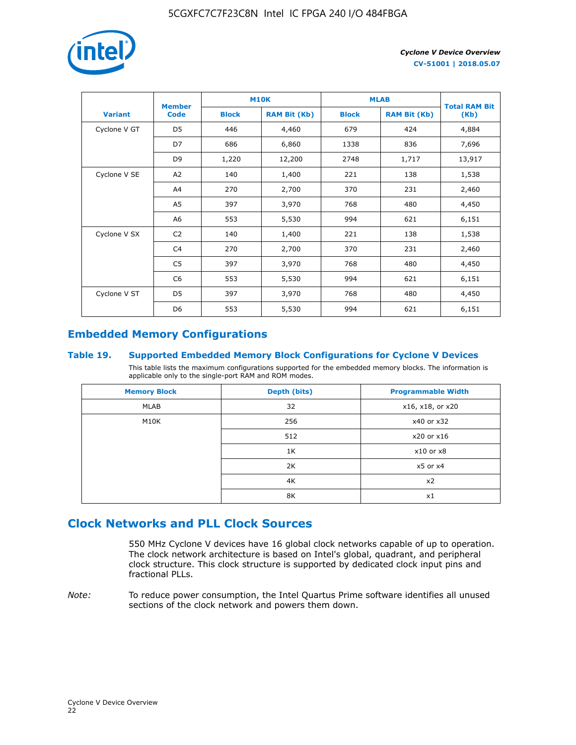| Variant | Member Code | M10K | | MLAB | | Total RAM Bit (Kb) |
|---|---|---|---|---|---|---|
| | | Block | RAM Bit (Kb) | Block | RAM Bit (Kb) | |
| Cyclone V GT | D5 | 446 | 4,460 | 679 | 424 | 4,884 |
| | D7 | 686 | 6,860 | 1338 | 836 | 7,696 |
| | D9 | 1,220 | 12,200 | 2748 | 1,717 | 13,917 |
| Cyclone V SE | A2 | 140 | 1,400 | 221 | 138 | 1,538 |
| | A4 | 270 | 2,700 | 370 | 231 | 2,460 |
| | A5 | 397 | 3,970 | 768 | 480 | 4,450 |
| | A6 | 553 | 5,530 | 994 | 621 | 6,151 |
| Cyclone V SX | C2 | 140 | 1,400 | 221 | 138 | 1,538 |
| | C4 | 270 | 2,700 | 370 | 231 | 2,460 |
| | C5 | 397 | 3,970 | 768 | 480 | 4,450 |
| | C6 | 553 | 5,530 | 994 | 621 | 6,151 |
| Cyclone V ST | D5 | 397 | 3,970 | 768 | 480 | 4,450 |
| | D6 | 553 | 5,530 | 994 | 621 | 6,151 |

## Embedded Memory Configurations

### Table 19. Supported Embedded Memory Block Configurations for Cyclone V Devices

This table lists the maximum configurations supported for the embedded memory blocks. The information is applicable only to the single-port RAM and ROM modes.

| Memory Block | Depth (bits) | Programmable Width |
|---|---|---|
| MLAB | 32 | x16, x18, or x20 |
| M10K | 256 | x40 or x32 |
| | 512 | x20 or x16 |
| | 1K | x10 or x8 |
| | 2K | x5 or x4 |
| | 4K | x2 |
| | 8K | x1 |

# Clock Networks and PLL Clock Sources

550 MHz Cyclone V devices have 16 global clock networks capable of up to operation. The clock network architecture is based on Intel's global, quadrant, and peripheral clock structure. This clock structure is supported by dedicated clock input pins and fractional PLLs.

*Note:* To reduce power consumption, the Intel Quartus Prime software identifies all unused sections of the clock network and powers them down.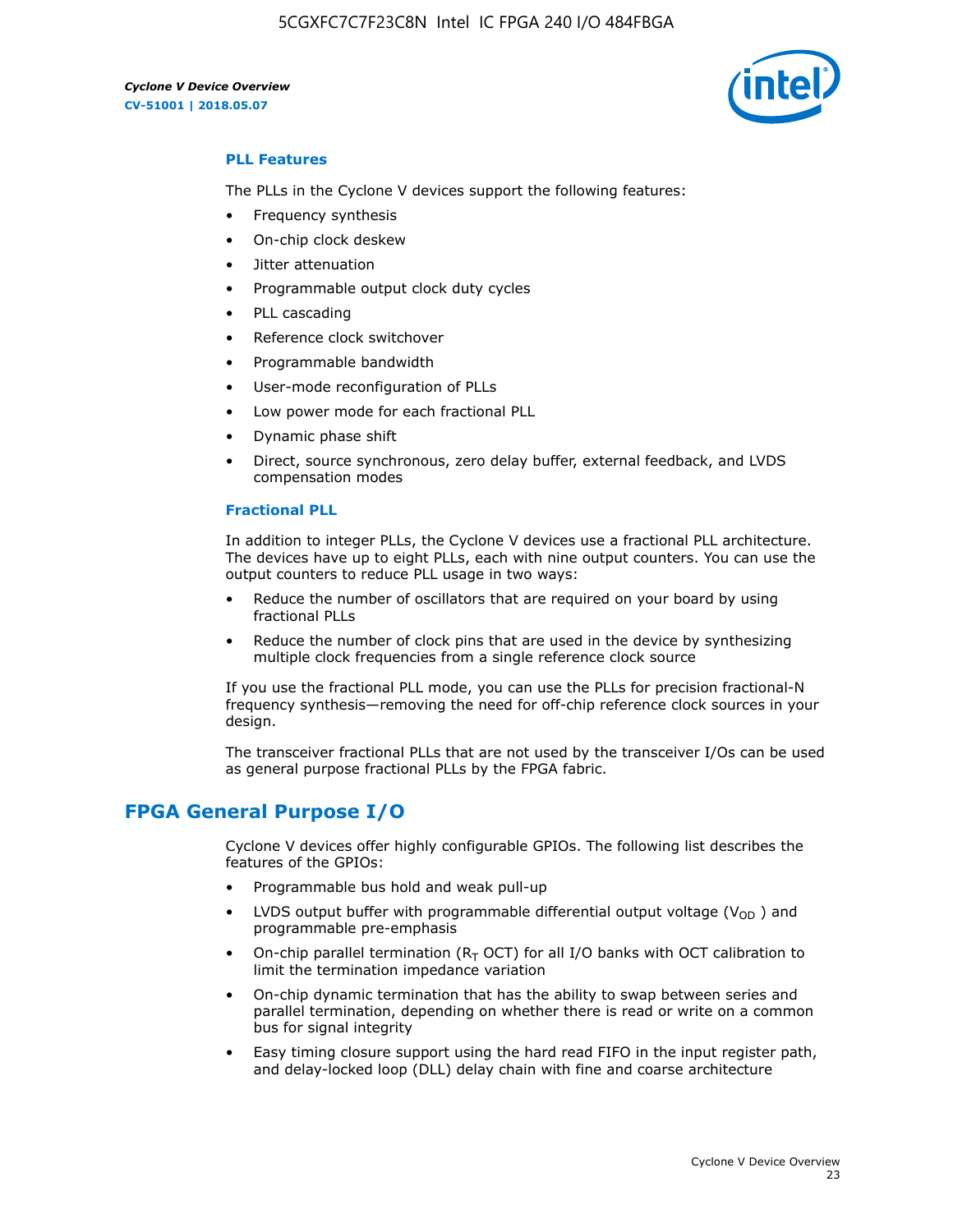### PLL Features

The PLLs in the Cyclone V devices support the following features:

- Frequency synthesis
- On-chip clock deskew
- Jitter attenuation
- Programmable output clock duty cycles
- PLL cascading
- Reference clock switchover
- Programmable bandwidth
- User-mode reconfiguration of PLLs
- Low power mode for each fractional PLL
- Dynamic phase shift
- Direct, source synchronous, zero delay buffer, external feedback, and LVDS compensation modes

### Fractional PLL

In addition to integer PLLs, the Cyclone V devices use a fractional PLL architecture. The devices have up to eight PLLs, each with nine output counters. You can use the output counters to reduce PLL usage in two ways:

- Reduce the number of oscillators that are required on your board by using fractional PLLs
- Reduce the number of clock pins that are used in the device by synthesizing multiple clock frequencies from a single reference clock source

If you use the fractional PLL mode, you can use the PLLs for precision fractional-N frequency synthesis—removing the need for off-chip reference clock sources in your design.

The transceiver fractional PLLs that are not used by the transceiver I/Os can be used as general purpose fractional PLLs by the FPGA fabric.

## FPGA General Purpose I/O

Cyclone V devices offer highly configurable GPIOs. The following list describes the features of the GPIOs:

- Programmable bus hold and weak pull-up
- LVDS output buffer with programmable differential output voltage ($V_{OD}$) and programmable pre-emphasis
- On-chip parallel termination ($R_T$ OCT) for all I/O banks with OCT calibration to limit the termination impedance variation
- On-chip dynamic termination that has the ability to swap between series and parallel termination, depending on whether there is read or write on a common bus for signal integrity
- Easy timing closure support using the hard read FIFO in the input register path, and delay-locked loop (DLL) delay chain with fine and coarse architecture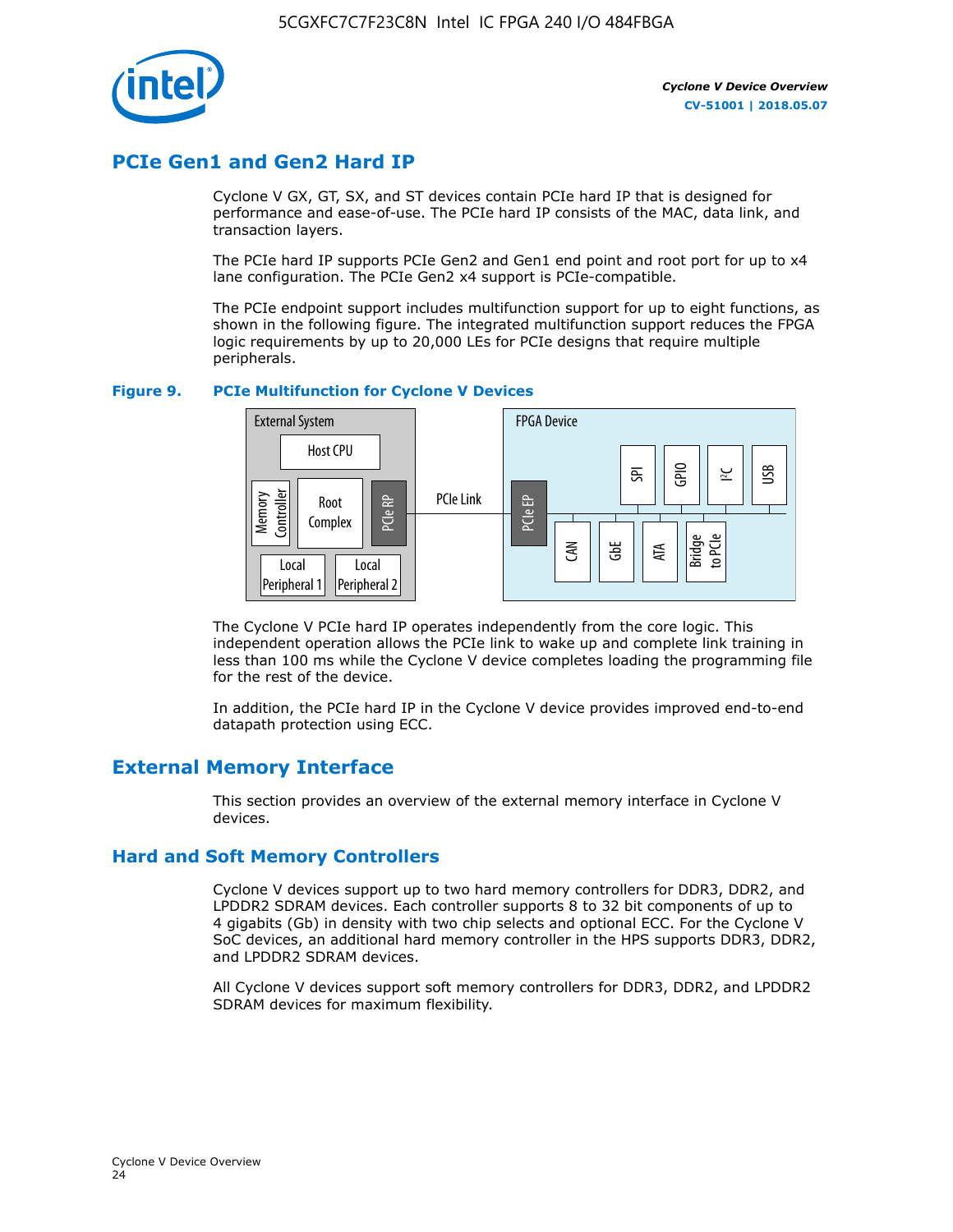## PCIe Gen1 and Gen2 Hard IP

Cyclone V GX, GT, SX, and ST devices contain PCIe hard IP that is designed for performance and ease-of-use. The PCIe hard IP consists of the MAC, data link, and transaction layers.

The PCIe hard IP supports PCIe Gen2 and Gen1 end point and root port for up to x4 lane configuration. The PCIe Gen2 x4 support is PCIe-compatible.

The PCIe endpoint support includes multifunction support for up to eight functions, as shown in the following figure. The integrated multifunction support reduces the FPGA logic requirements by up to 20,000 LEs for PCIe designs that require multiple peripherals.

**Figure 9. PCIe Multifunction for Cyclone V Devices**

The Cyclone V PCIe hard IP operates independently from the core logic. This independent operation allows the PCIe link to wake up and complete link training in less than 100 ms while the Cyclone V device completes loading the programming file for the rest of the device.

In addition, the PCIe hard IP in the Cyclone V device provides improved end-to-end datapath protection using ECC.

## External Memory Interface

This section provides an overview of the external memory interface in Cyclone V devices.

### Hard and Soft Memory Controllers

Cyclone V devices support up to two hard memory controllers for DDR3, DDR2, and LPDDR2 SDRAM devices. Each controller supports 8 to 32 bit components of up to 4 gigabits (Gb) in density with two chip selects and optional ECC. For the Cyclone V SoC devices, an additional hard memory controller in the HPS supports DDR3, DDR2, and LPDDR2 SDRAM devices.

All Cyclone V devices support soft memory controllers for DDR3, DDR2, and LPDDR2 SDRAM devices for maximum flexibility.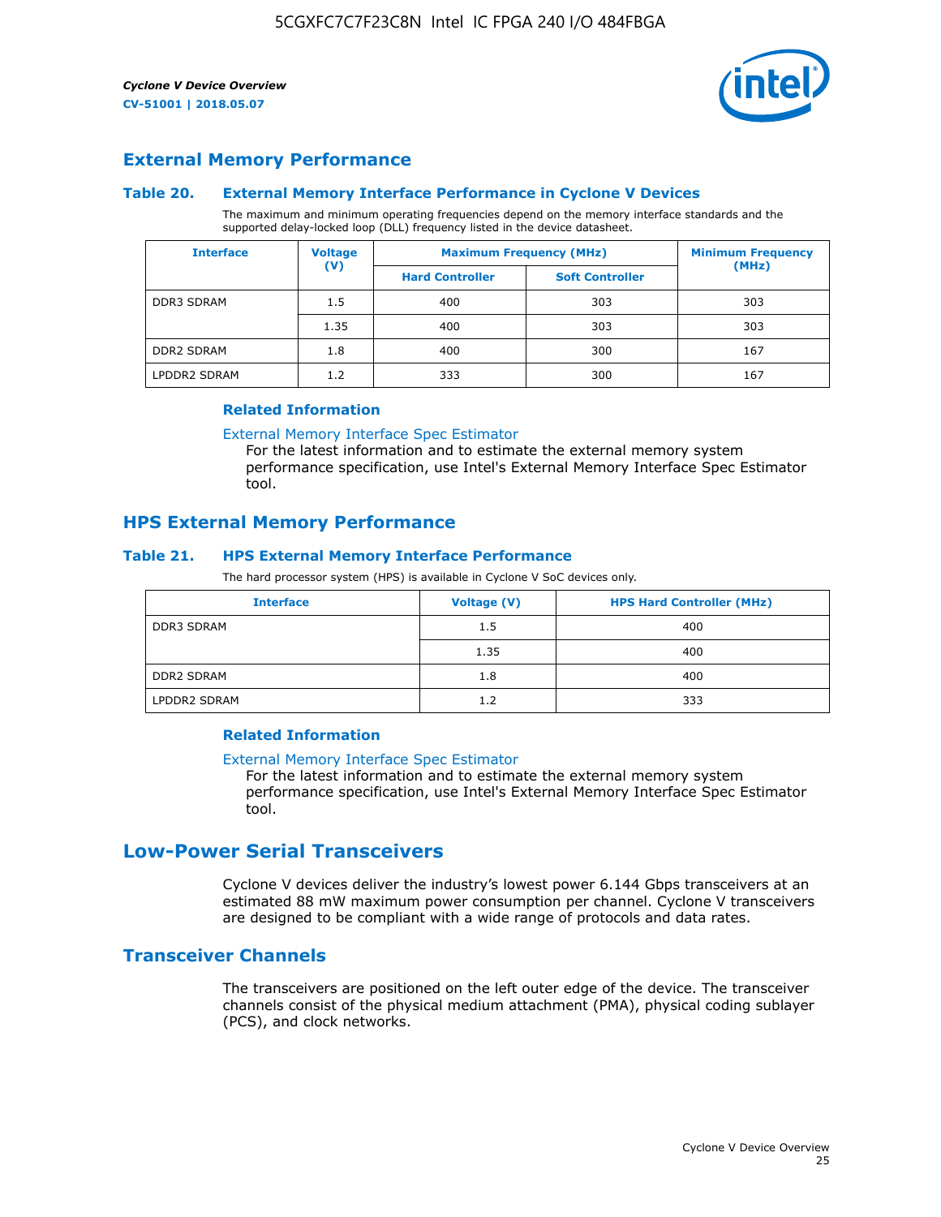## External Memory Performance

### Table 20. External Memory Interface Performance in Cyclone V Devices

The maximum and minimum operating frequencies depend on the memory interface standards and the supported delay-locked loop (DLL) frequency listed in the device datasheet.

| Interface | Voltage (V) | Maximum Frequency (MHz) | | Minimum Frequency (MHz) |
|---|---|---|---|---|
| | | Hard Controller | Soft Controller | |
| DDR3 SDRAM | 1.5 | 400 | 303 | 303 |
| | 1.35 | 400 | 303 | 303 |
| DDR2 SDRAM | 1.8 | 400 | 300 | 167 |
| LPDDR2 SDRAM | 1.2 | 333 | 300 | 167 |

#### Related Information

External Memory Interface Spec Estimator
For the latest information and to estimate the external memory system performance specification, use Intel's External Memory Interface Spec Estimator tool.

## HPS External Memory Performance

### Table 21. HPS External Memory Interface Performance

The hard processor system (HPS) is available in Cyclone V SoC devices only.

| Interface | Voltage (V) | HPS Hard Controller (MHz) |
|---|---|---|
| DDR3 SDRAM | 1.5 | 400 |
| | 1.35 | 400 |
| DDR2 SDRAM | 1.8 | 400 |
| LPDDR2 SDRAM | 1.2 | 333 |

#### Related Information

External Memory Interface Spec Estimator
For the latest information and to estimate the external memory system performance specification, use Intel's External Memory Interface Spec Estimator tool.

# Low-Power Serial Transceivers

Cyclone V devices deliver the industry's lowest power 6.144 Gbps transceivers at an estimated 88 mW maximum power consumption per channel. Cyclone V transceivers are designed to be compliant with a wide range of protocols and data rates.

## Transceiver Channels

The transceivers are positioned on the left outer edge of the device. The transceiver channels consist of the physical medium attachment (PMA), physical coding sublayer (PCS), and clock networks.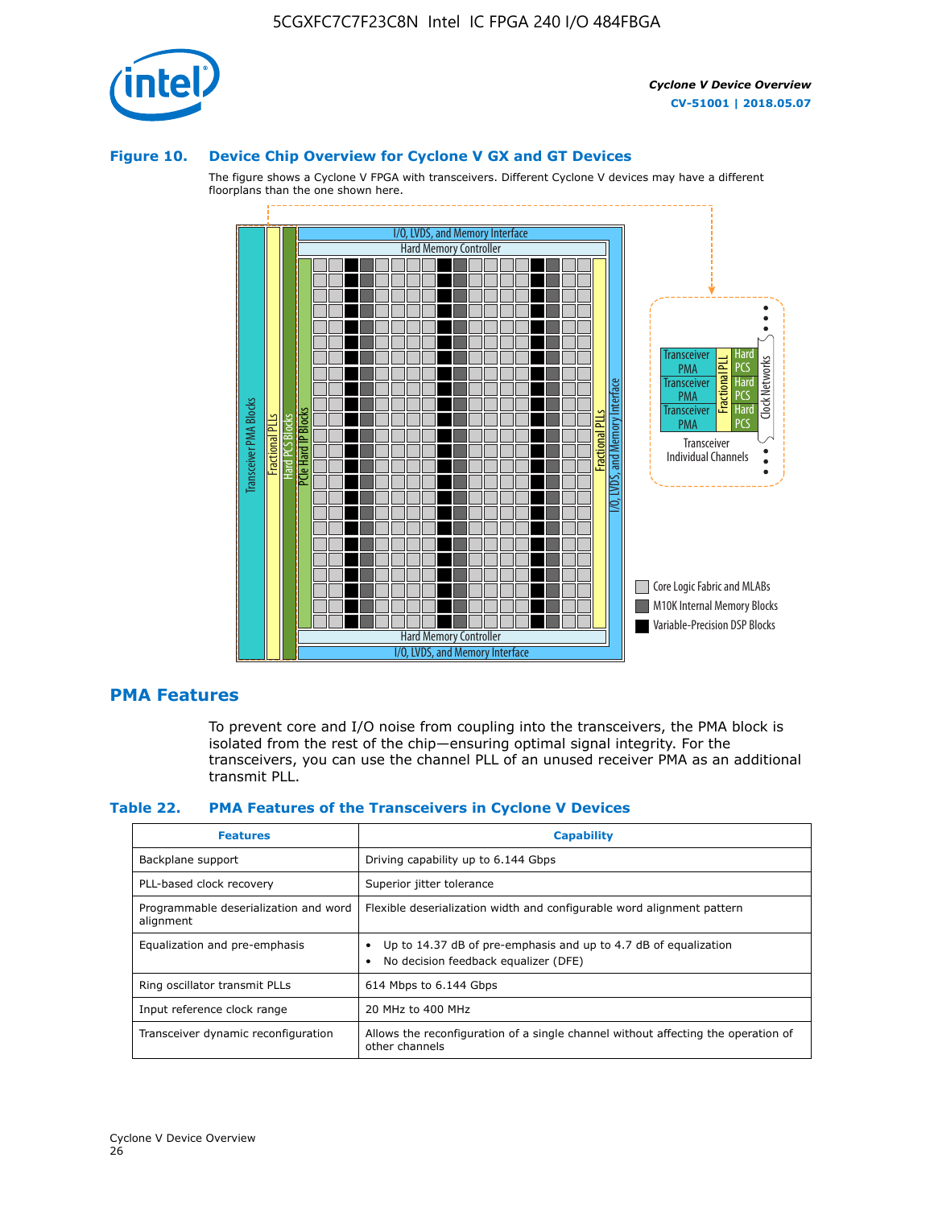### Figure 10. Device Chip Overview for Cyclone V GX and GT Devices

The figure shows a Cyclone V FPGA with transceivers. Different Cyclone V devices may have a different floorplans than the one shown here.

## PMA Features

To prevent core and I/O noise from coupling into the transceivers, the PMA block is isolated from the rest of the chip—ensuring optimal signal integrity. For the transceivers, you can use the channel PLL of an unused receiver PMA as an additional transmit PLL.

### Table 22. PMA Features of the Transceivers in Cyclone V Devices

| Features | Capability |
| --- | --- |
| Backplane support | Driving capability up to 6.144 Gbps |
| PLL-based clock recovery | Superior jitter tolerance |
| Programmable deserialization and word alignment | Flexible deserialization width and configurable word alignment pattern |
| Equalization and pre-emphasis | • Up to 14.37 dB of pre-emphasis and up to 4.7 dB of equalization<br>• No decision feedback equalizer (DFE) |
| Ring oscillator transmit PLLs | 614 Mbps to 6.144 Gbps |
| Input reference clock range | 20 MHz to 400 MHz |
| Transceiver dynamic reconfiguration | Allows the reconfiguration of a single channel without affecting the operation of other channels |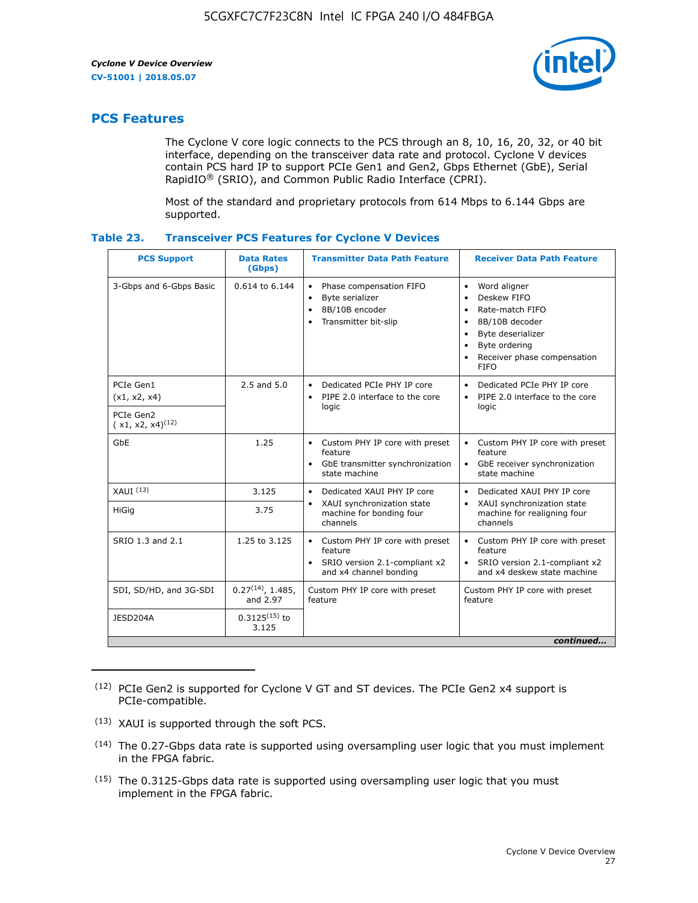## PCS Features

The Cyclone V core logic connects to the PCS through an 8, 10, 16, 20, 32, or 40 bit interface, depending on the transceiver data rate and protocol. Cyclone V devices contain PCS hard IP to support PCIe Gen1 and Gen2, Gbps Ethernet (GbE), Serial RapidIO® (SRIO), and Common Public Radio Interface (CPRI).

Most of the standard and proprietary protocols from 614 Mbps to 6.144 Gbps are supported.

**Table 23. Transceiver PCS Features for Cyclone V Devices**

| PCS Support | Data Rates (Gbps) | Transmitter Data Path Feature | Receiver Data Path Feature |
|---|---|---|---|
| 3-Gbps and 6-Gbps Basic | 0.614 to 6.144 | • Phase compensation FIFO<br>• Byte serializer<br>• 8B/10B encoder<br>• Transmitter bit-slip | • Word aligner<br>• Deskew FIFO<br>• Rate-match FIFO<br>• 8B/10B decoder<br>• Byte deserializer<br>• Byte ordering<br>• Receiver phase compensation FIFO |
| PCIe Gen1 (x1, x2, x4) | 2.5 and 5.0 | • Dedicated PCIe PHY IP core<br>• PIPE 2.0 interface to the core logic | • Dedicated PCIe PHY IP core<br>• PIPE 2.0 interface to the core logic |
| PCIe Gen2 ( x1, x2, x4)(12) | | | |
| GbE | 1.25 | • Custom PHY IP core with preset feature<br>• GbE transmitter synchronization state machine | • Custom PHY IP core with preset feature<br>• GbE receiver synchronization state machine |
| XAUI (13) | 3.125 | • Dedicated XAUI PHY IP core<br>• XAUI synchronization state machine for bonding four channels | • Dedicated XAUI PHY IP core<br>• XAUI synchronization state machine for realigning four channels |
| HiGig | 3.75 | | |
| SRIO 1.3 and 2.1 | 1.25 to 3.125 | • Custom PHY IP core with preset feature<br>• SRIO version 2.1-compliant x2 and x4 channel bonding | • Custom PHY IP core with preset feature<br>• SRIO version 2.1-compliant x2 and x4 deskew state machine |
| SDI, SD/HD, and 3G-SDI | 0.27(14), 1.485, and 2.97 | Custom PHY IP core with preset feature | Custom PHY IP core with preset feature |
| JESD204A | 0.3125(15) to 3.125 | | |

*continued...*

(12) PCIe Gen2 is supported for Cyclone V GT and ST devices. The PCIe Gen2 x4 support is PCIe-compatible.

(13) XAUI is supported through the soft PCS.

(14) The 0.27-Gbps data rate is supported using oversampling user logic that you must implement in the FPGA fabric.

(15) The 0.3125-Gbps data rate is supported using oversampling user logic that you must implement in the FPGA fabric.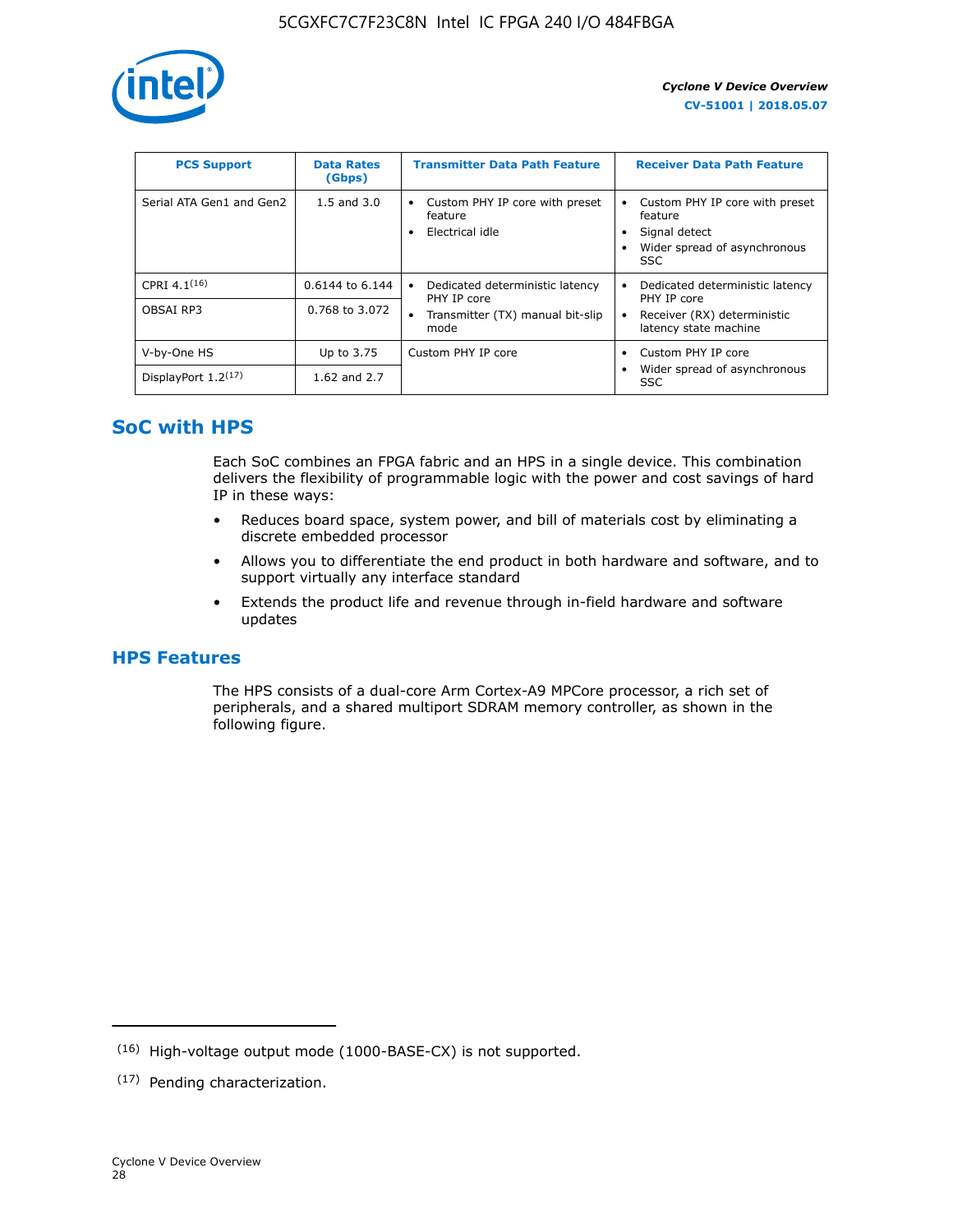| PCS Support | Data Rates (Gbps) | Transmitter Data Path Feature | Receiver Data Path Feature |
|---|---|---|---|
| Serial ATA Gen1 and Gen2 | 1.5 and 3.0 | • Custom PHY IP core with preset feature<br>• Electrical idle | • Custom PHY IP core with preset feature<br>• Signal detect<br>• Wider spread of asynchronous SSC |
| CPRI 4.1[16] | 0.6144 to 6.144 | • Dedicated deterministic latency PHY IP core<br>• Transmitter (TX) manual bit-slip mode | • Dedicated deterministic latency PHY IP core<br>• Receiver (RX) deterministic latency state machine |
| OBSAI RP3 | 0.768 to 3.072 | | |
| V-by-One HS | Up to 3.75 | Custom PHY IP core | • Custom PHY IP core<br>• Wider spread of asynchronous SSC |
| DisplayPort 1.2[17] | 1.62 and 2.7 | | |

## SoC with HPS

Each SoC combines an FPGA fabric and an HPS in a single device. This combination delivers the flexibility of programmable logic with the power and cost savings of hard IP in these ways:

- Reduces board space, system power, and bill of materials cost by eliminating a discrete embedded processor
- Allows you to differentiate the end product in both hardware and software, and to support virtually any interface standard
- Extends the product life and revenue through in-field hardware and software updates

## HPS Features

The HPS consists of a dual-core Arm Cortex-A9 MPCore processor, a rich set of peripherals, and a shared multiport SDRAM memory controller, as shown in the following figure.

---

(16) High-voltage output mode (1000-BASE-CX) is not supported.

(17) Pending characterization.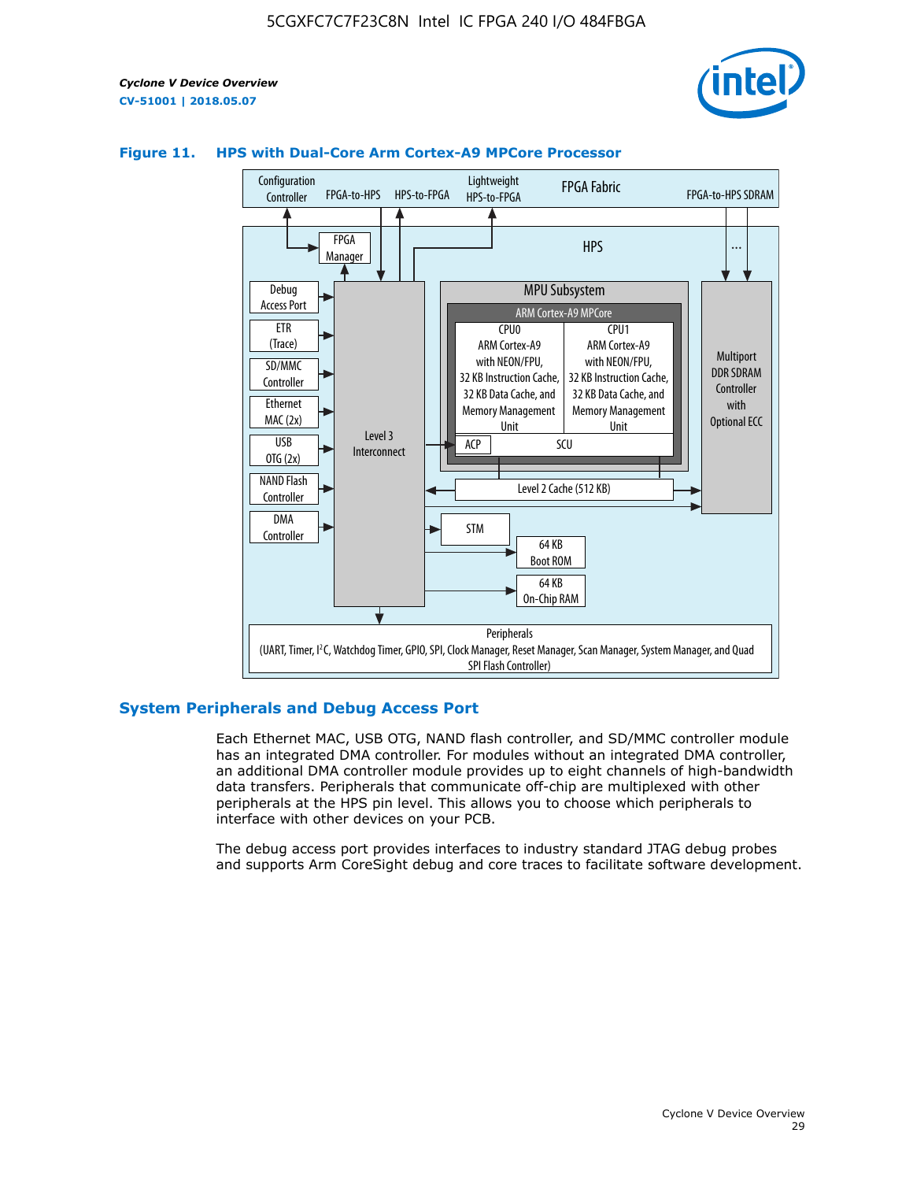**Figure 11. HPS with Dual-Core Arm Cortex-A9 MPCore Processor**

Configuration Controller | FPGA-to-HPS | HPS-to-FPGA | Lightweight HPS-to-FPGA | FPGA Fabric | FPGA-to-HPS SDRAM

HPS

FPGA Manager

Debug Access Port

ETR (Trace)

SD/MMC Controller

Ethernet MAC (2x)

USB OTG (2x)

NAND Flash Controller

DMA Controller

Level 3 Interconnect

MPU Subsystem

ARM Cortex-A9 MPCore

CPU0: ARM Cortex-A9 with NEON/FPU, 32 KB Instruction Cache, 32 KB Data Cache, and Memory Management Unit

CPU1: ARM Cortex-A9 with NEON/FPU, 32 KB Instruction Cache, 32 KB Data Cache, and Memory Management Unit

ACP | SCU

Level 2 Cache (512 KB)

Multiport DDR SDRAM Controller with Optional ECC

STM

64 KB Boot ROM

64 KB On-Chip RAM

Peripherals (UART, Timer, I2C, Watchdog Timer, GPIO, SPI, Clock Manager, Reset Manager, Scan Manager, System Manager, and Quad SPI Flash Controller)

## System Peripherals and Debug Access Port

Each Ethernet MAC, USB OTG, NAND flash controller, and SD/MMC controller module has an integrated DMA controller. For modules without an integrated DMA controller, an additional DMA controller module provides up to eight channels of high-bandwidth data transfers. Peripherals that communicate off-chip are multiplexed with other peripherals at the HPS pin level. This allows you to choose which peripherals to interface with other devices on your PCB.

The debug access port provides interfaces to industry standard JTAG debug probes and supports Arm CoreSight debug and core traces to facilitate software development.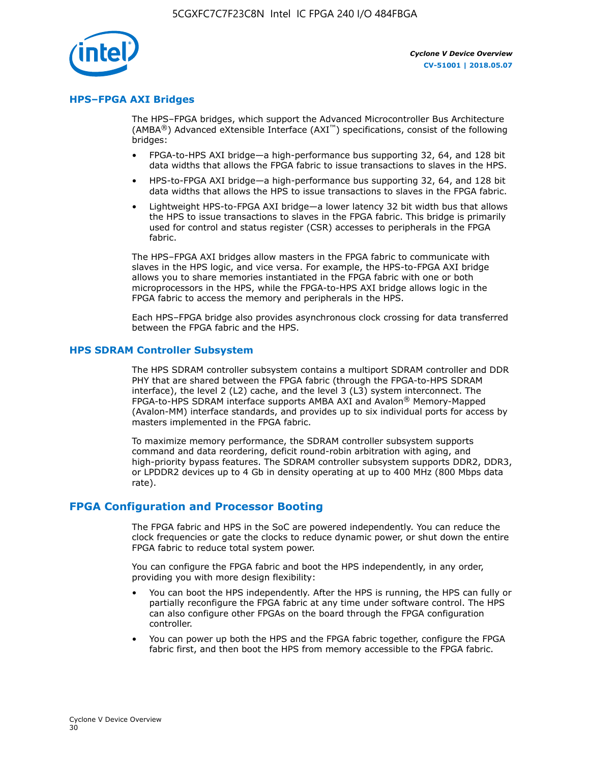## HPS–FPGA AXI Bridges

The HPS–FPGA bridges, which support the Advanced Microcontroller Bus Architecture (AMBA®) Advanced eXtensible Interface (AXI™) specifications, consist of the following bridges:

- FPGA-to-HPS AXI bridge—a high-performance bus supporting 32, 64, and 128 bit data widths that allows the FPGA fabric to issue transactions to slaves in the HPS.
- HPS-to-FPGA AXI bridge—a high-performance bus supporting 32, 64, and 128 bit data widths that allows the HPS to issue transactions to slaves in the FPGA fabric.
- Lightweight HPS-to-FPGA AXI bridge—a lower latency 32 bit width bus that allows the HPS to issue transactions to slaves in the FPGA fabric. This bridge is primarily used for control and status register (CSR) accesses to peripherals in the FPGA fabric.

The HPS–FPGA AXI bridges allow masters in the FPGA fabric to communicate with slaves in the HPS logic, and vice versa. For example, the HPS-to-FPGA AXI bridge allows you to share memories instantiated in the FPGA fabric with one or both microprocessors in the HPS, while the FPGA-to-HPS AXI bridge allows logic in the FPGA fabric to access the memory and peripherals in the HPS.

Each HPS–FPGA bridge also provides asynchronous clock crossing for data transferred between the FPGA fabric and the HPS.

## HPS SDRAM Controller Subsystem

The HPS SDRAM controller subsystem contains a multiport SDRAM controller and DDR PHY that are shared between the FPGA fabric (through the FPGA-to-HPS SDRAM interface), the level 2 (L2) cache, and the level 3 (L3) system interconnect. The FPGA-to-HPS SDRAM interface supports AMBA AXI and Avalon® Memory-Mapped (Avalon-MM) interface standards, and provides up to six individual ports for access by masters implemented in the FPGA fabric.

To maximize memory performance, the SDRAM controller subsystem supports command and data reordering, deficit round-robin arbitration with aging, and high-priority bypass features. The SDRAM controller subsystem supports DDR2, DDR3, or LPDDR2 devices up to 4 Gb in density operating at up to 400 MHz (800 Mbps data rate).

# FPGA Configuration and Processor Booting

The FPGA fabric and HPS in the SoC are powered independently. You can reduce the clock frequencies or gate the clocks to reduce dynamic power, or shut down the entire FPGA fabric to reduce total system power.

You can configure the FPGA fabric and boot the HPS independently, in any order, providing you with more design flexibility:

- You can boot the HPS independently. After the HPS is running, the HPS can fully or partially reconfigure the FPGA fabric at any time under software control. The HPS can also configure other FPGAs on the board through the FPGA configuration controller.
- You can power up both the HPS and the FPGA fabric together, configure the FPGA fabric first, and then boot the HPS from memory accessible to the FPGA fabric.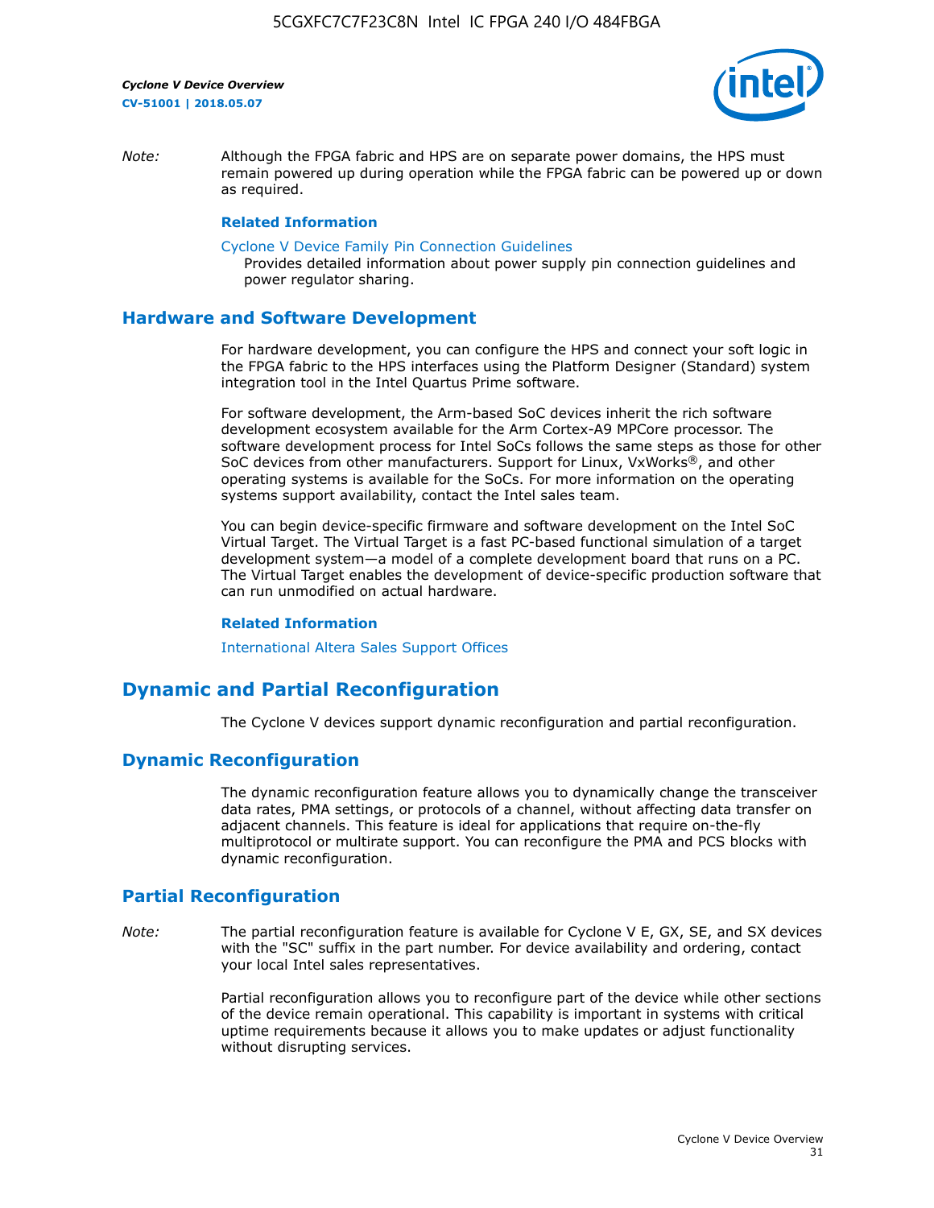*Note:* Although the FPGA fabric and HPS are on separate power domains, the HPS must remain powered up during operation while the FPGA fabric can be powered up or down as required.

**Related Information**

Cyclone V Device Family Pin Connection Guidelines
Provides detailed information about power supply pin connection guidelines and power regulator sharing.

## Hardware and Software Development

For hardware development, you can configure the HPS and connect your soft logic in the FPGA fabric to the HPS interfaces using the Platform Designer (Standard) system integration tool in the Intel Quartus Prime software.

For software development, the Arm-based SoC devices inherit the rich software development ecosystem available for the Arm Cortex-A9 MPCore processor. The software development process for Intel SoCs follows the same steps as those for other SoC devices from other manufacturers. Support for Linux, VxWorks®, and other operating systems is available for the SoCs. For more information on the operating systems support availability, contact the Intel sales team.

You can begin device-specific firmware and software development on the Intel SoC Virtual Target. The Virtual Target is a fast PC-based functional simulation of a target development system—a model of a complete development board that runs on a PC. The Virtual Target enables the development of device-specific production software that can run unmodified on actual hardware.

**Related Information**

International Altera Sales Support Offices

# Dynamic and Partial Reconfiguration

The Cyclone V devices support dynamic reconfiguration and partial reconfiguration.

## Dynamic Reconfiguration

The dynamic reconfiguration feature allows you to dynamically change the transceiver data rates, PMA settings, or protocols of a channel, without affecting data transfer on adjacent channels. This feature is ideal for applications that require on-the-fly multiprotocol or multirate support. You can reconfigure the PMA and PCS blocks with dynamic reconfiguration.

## Partial Reconfiguration

*Note:* The partial reconfiguration feature is available for Cyclone V E, GX, SE, and SX devices with the "SC" suffix in the part number. For device availability and ordering, contact your local Intel sales representatives.

Partial reconfiguration allows you to reconfigure part of the device while other sections of the device remain operational. This capability is important in systems with critical uptime requirements because it allows you to make updates or adjust functionality without disrupting services.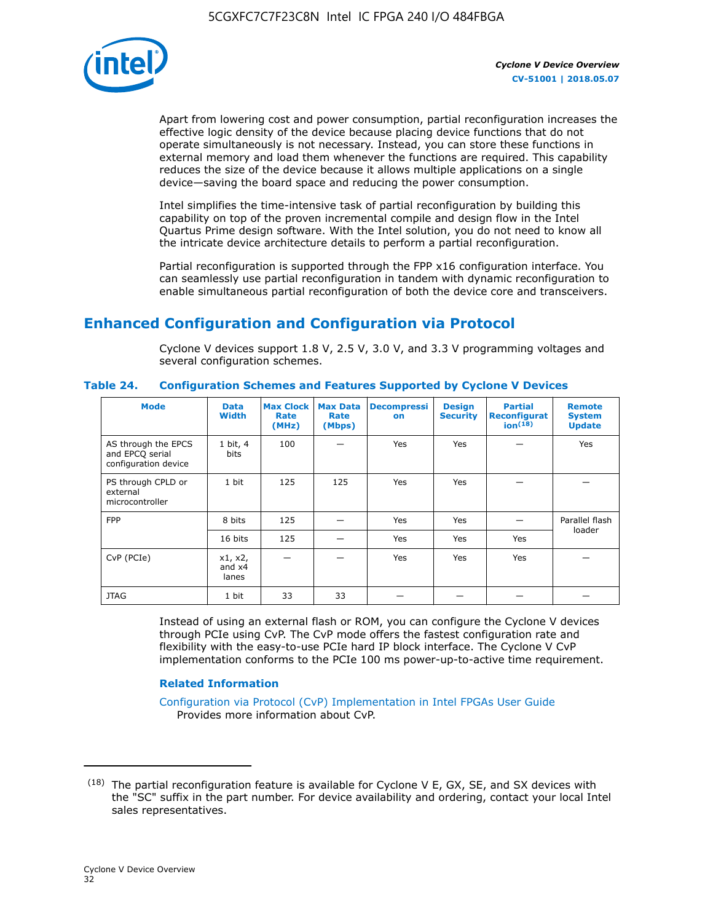Apart from lowering cost and power consumption, partial reconfiguration increases the effective logic density of the device because placing device functions that do not operate simultaneously is not necessary. Instead, you can store these functions in external memory and load them whenever the functions are required. This capability reduces the size of the device because it allows multiple applications on a single device—saving the board space and reducing the power consumption.

Intel simplifies the time-intensive task of partial reconfiguration by building this capability on top of the proven incremental compile and design flow in the Intel Quartus Prime design software. With the Intel solution, you do not need to know all the intricate device architecture details to perform a partial reconfiguration.

Partial reconfiguration is supported through the FPP x16 configuration interface. You can seamlessly use partial reconfiguration in tandem with dynamic reconfiguration to enable simultaneous partial reconfiguration of both the device core and transceivers.

## Enhanced Configuration and Configuration via Protocol

Cyclone V devices support 1.8 V, 2.5 V, 3.0 V, and 3.3 V programming voltages and several configuration schemes.

**Table 24. Configuration Schemes and Features Supported by Cyclone V Devices**

| Mode | Data Width | Max Clock Rate (MHz) | Max Data Rate (Mbps) | Decompression | Design Security | Partial Reconfiguration[18] | Remote System Update |
|---|---|---|---|---|---|---|---|
| AS through the EPCS and EPCQ serial configuration device | 1 bit, 4 bits | 100 | — | Yes | Yes | — | Yes |
| PS through CPLD or external microcontroller | 1 bit | 125 | 125 | Yes | Yes | — | — |
| FPP | 8 bits | 125 | — | Yes | Yes | — | Parallel flash loader |
| | 16 bits | 125 | — | Yes | Yes | Yes | |
| CvP (PCIe) | x1, x2, and x4 lanes | — | — | Yes | Yes | Yes | — |
| JTAG | 1 bit | 33 | 33 | — | — | — | — |

Instead of using an external flash or ROM, you can configure the Cyclone V devices through PCIe using CvP. The CvP mode offers the fastest configuration rate and flexibility with the easy-to-use PCIe hard IP block interface. The Cyclone V CvP implementation conforms to the PCIe 100 ms power-up-to-active time requirement.

### Related Information

Configuration via Protocol (CvP) Implementation in Intel FPGAs User Guide
Provides more information about CvP.

---

(18) The partial reconfiguration feature is available for Cyclone V E, GX, SE, and SX devices with the "SC" suffix in the part number. For device availability and ordering, contact your local Intel sales representatives.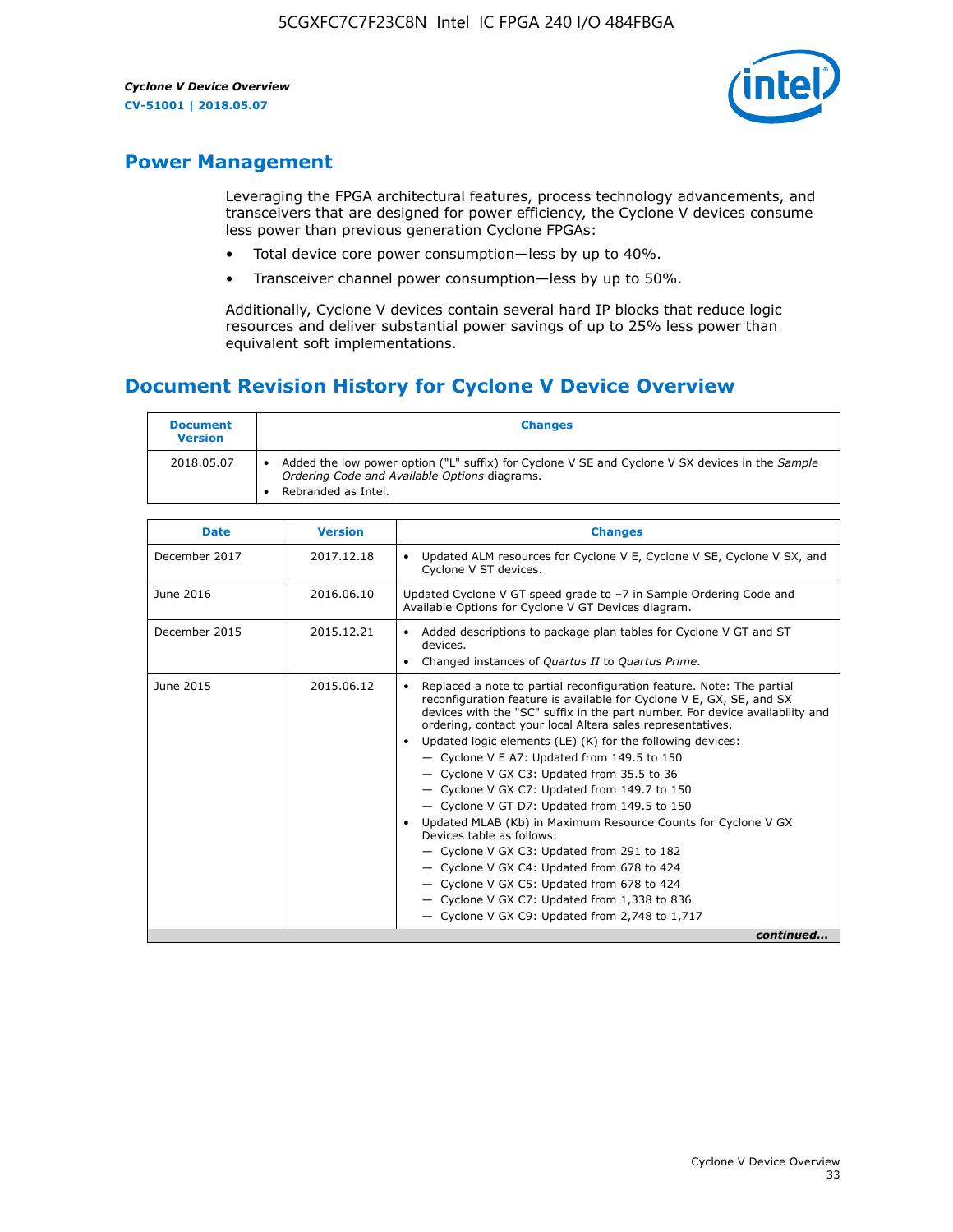## Power Management

Leveraging the FPGA architectural features, process technology advancements, and transceivers that are designed for power efficiency, the Cyclone V devices consume less power than previous generation Cyclone FPGAs:

- Total device core power consumption—less by up to 40%.
- Transceiver channel power consumption—less by up to 50%.

Additionally, Cyclone V devices contain several hard IP blocks that reduce logic resources and deliver substantial power savings of up to 25% less power than equivalent soft implementations.

## Document Revision History for Cyclone V Device Overview

| Document Version | Changes |
|---|---|
| 2018.05.07 | • Added the low power option ("L" suffix) for Cyclone V SE and Cyclone V SX devices in the *Sample Ordering Code and Available Options* diagrams.<br>• Rebranded as Intel. |

| Date | Version | Changes |
|---|---|---|
| December 2017 | 2017.12.18 | • Updated ALM resources for Cyclone V E, Cyclone V SE, Cyclone V SX, and Cyclone V ST devices. |
| June 2016 | 2016.06.10 | Updated Cyclone V GT speed grade to −7 in Sample Ordering Code and Available Options for Cyclone V GT Devices diagram. |
| December 2015 | 2015.12.21 | • Added descriptions to package plan tables for Cyclone V GT and ST devices.<br>• Changed instances of *Quartus II* to *Quartus Prime*. |
| June 2015 | 2015.06.12 | • Replaced a note to partial reconfiguration feature. Note: The partial reconfiguration feature is available for Cyclone V E, GX, SE, and SX devices with the "SC" suffix in the part number. For device availability and ordering, contact your local Altera sales representatives.<br>• Updated logic elements (LE) (K) for the following devices:<br>— Cyclone V E A7: Updated from 149.5 to 150<br>— Cyclone V GX C3: Updated from 35.5 to 36<br>— Cyclone V GX C7: Updated from 149.7 to 150<br>— Cyclone V GT D7: Updated from 149.5 to 150<br>• Updated MLAB (Kb) in Maximum Resource Counts for Cyclone V GX Devices table as follows:<br>— Cyclone V GX C3: Updated from 291 to 182<br>— Cyclone V GX C4: Updated from 678 to 424<br>— Cyclone V GX C5: Updated from 678 to 424<br>— Cyclone V GX C7: Updated from 1,338 to 836<br>— Cyclone V GX C9: Updated from 2,748 to 1,717 |

*continued...*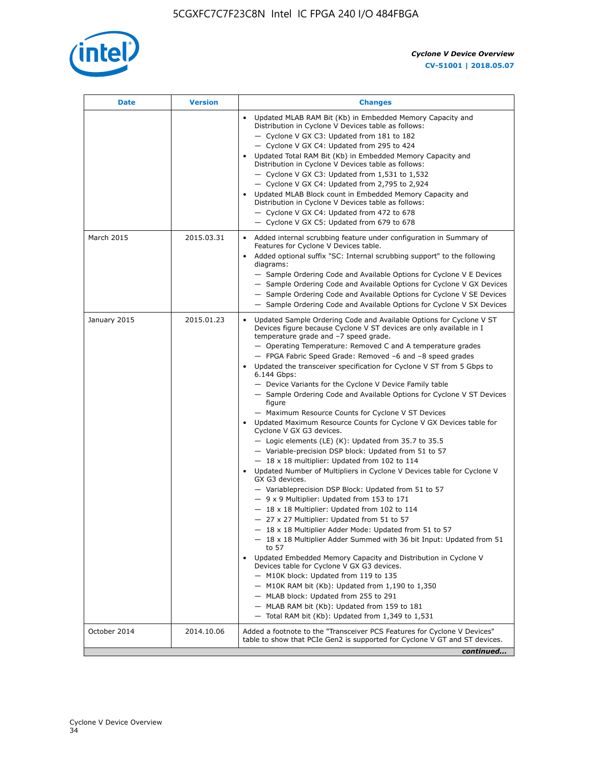| Date | Version | Changes |
|---|---|---|
| | | • Updated MLAB RAM Bit (Kb) in Embedded Memory Capacity and Distribution in Cyclone V Devices table as follows:<br>— Cyclone V GX C3: Updated from 181 to 182<br>— Cyclone V GX C4: Updated from 295 to 424<br>• Updated Total RAM Bit (Kb) in Embedded Memory Capacity and Distribution in Cyclone V Devices table as follows:<br>— Cyclone V GX C3: Updated from 1,531 to 1,532<br>— Cyclone V GX C4: Updated from 2,795 to 2,924<br>• Updated MLAB Block count in Embedded Memory Capacity and Distribution in Cyclone V Devices table as follows:<br>— Cyclone V GX C4: Updated from 472 to 678<br>— Cyclone V GX C5: Updated from 679 to 678 |
| March 2015 | 2015.03.31 | • Added internal scrubbing feature under configuration in Summary of Features for Cyclone V Devices table.<br>• Added optional suffix "SC: Internal scrubbing support" to the following diagrams:<br>— Sample Ordering Code and Available Options for Cyclone V E Devices<br>— Sample Ordering Code and Available Options for Cyclone V GX Devices<br>— Sample Ordering Code and Available Options for Cyclone V SE Devices<br>— Sample Ordering Code and Available Options for Cyclone V SX Devices |
| January 2015 | 2015.01.23 | • Updated Sample Ordering Code and Available Options for Cyclone V ST Devices figure because Cyclone V ST devices are only available in I temperature grade and −7 speed grade.<br>— Operating Temperature: Removed C and A temperature grades<br>— FPGA Fabric Speed Grade: Removed −6 and −8 speed grades<br>• Updated the transceiver specification for Cyclone V ST from 5 Gbps to 6.144 Gbps:<br>— Device Variants for the Cyclone V Device Family table<br>— Sample Ordering Code and Available Options for Cyclone V ST Devices figure<br>— Maximum Resource Counts for Cyclone V ST Devices<br>• Updated Maximum Resource Counts for Cyclone V GX Devices table for Cyclone V GX G3 devices.<br>— Logic elements (LE) (K): Updated from 35.7 to 35.5<br>— Variable-precision DSP block: Updated from 51 to 57<br>— 18 x 18 multiplier: Updated from 102 to 114<br>• Updated Number of Multipliers in Cyclone V Devices table for Cyclone V GX G3 devices.<br>— Variableprecision DSP Block: Updated from 51 to 57<br>— 9 x 9 Multiplier: Updated from 153 to 171<br>— 18 x 18 Multiplier: Updated from 102 to 114<br>— 27 x 27 Multiplier: Updated from 51 to 57<br>— 18 x 18 Multiplier Adder Mode: Updated from 51 to 57<br>— 18 x 18 Multiplier Adder Summed with 36 bit Input: Updated from 51 to 57<br>• Updated Embedded Memory Capacity and Distribution in Cyclone V Devices table for Cyclone V GX G3 devices.<br>— M10K block: Updated from 119 to 135<br>— M10K RAM bit (Kb): Updated from 1,190 to 1,350<br>— MLAB block: Updated from 255 to 291<br>— MLAB RAM bit (Kb): Updated from 159 to 181<br>— Total RAM bit (Kb): Updated from 1,349 to 1,531 |
| October 2014 | 2014.10.06 | Added a footnote to the "Transceiver PCS Features for Cyclone V Devices" table to show that PCIe Gen2 is supported for Cyclone V GT and ST devices. |

*continued...*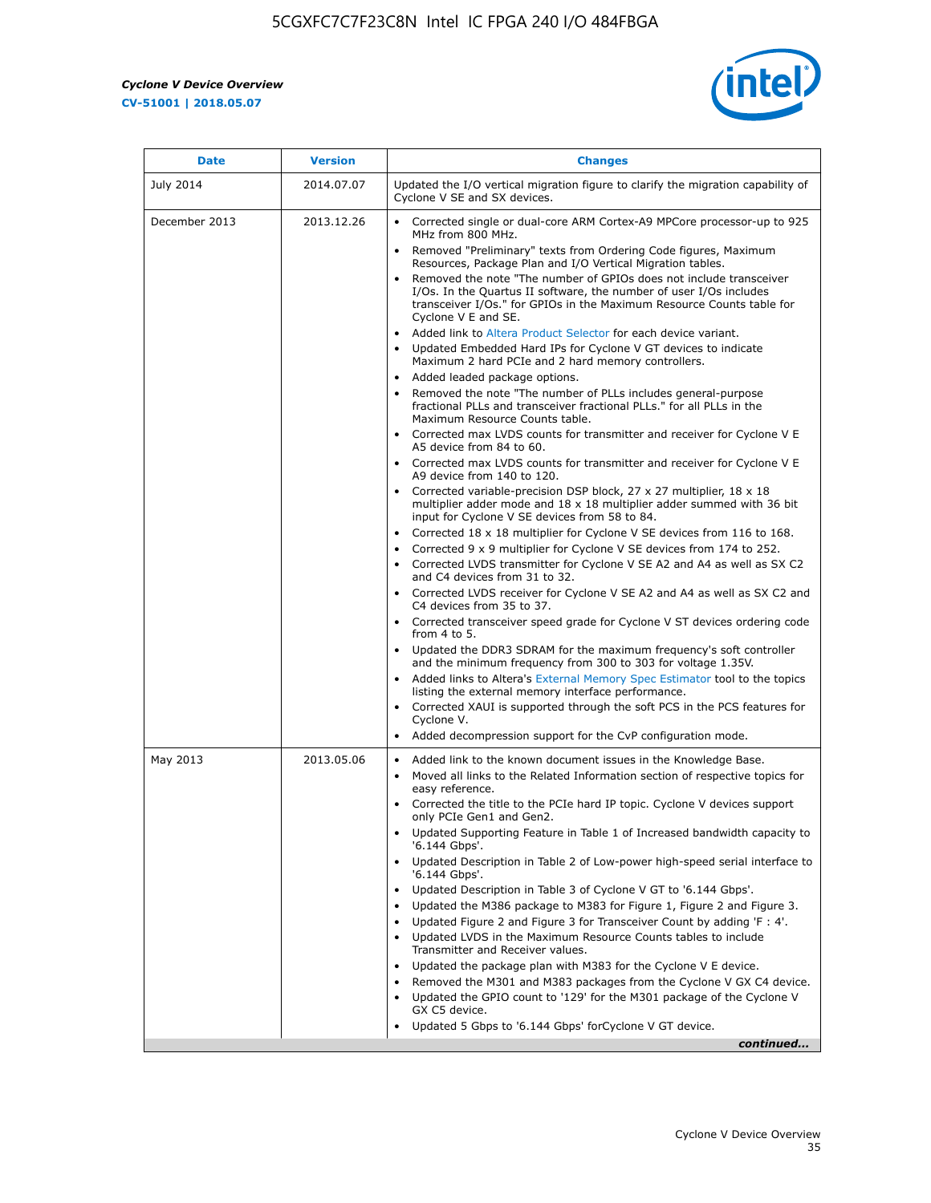| Date | Version | Changes |
| --- | --- | --- |
| July 2014 | 2014.07.07 | Updated the I/O vertical migration figure to clarify the migration capability of Cyclone V SE and SX devices. |
| December 2013 | 2013.12.26 | • Corrected single or dual-core ARM Cortex-A9 MPCore processor-up to 925 MHz from 800 MHz.<br>• Removed "Preliminary" texts from Ordering Code figures, Maximum Resources, Package Plan and I/O Vertical Migration tables.<br>• Removed the note "The number of GPIOs does not include transceiver I/Os. In the Quartus II software, the number of user I/Os includes transceiver I/Os." for GPIOs in the Maximum Resource Counts table for Cyclone V E and SE.<br>• Added link to Altera Product Selector for each device variant.<br>• Updated Embedded Hard IPs for Cyclone V GT devices to indicate Maximum 2 hard PCIe and 2 hard memory controllers.<br>• Added leaded package options.<br>• Removed the note "The number of PLLs includes general-purpose fractional PLLs and transceiver fractional PLLs." for all PLLs in the Maximum Resource Counts table.<br>• Corrected max LVDS counts for transmitter and receiver for Cyclone V E A5 device from 84 to 60.<br>• Corrected max LVDS counts for transmitter and receiver for Cyclone V E A9 device from 140 to 120.<br>• Corrected variable-precision DSP block, 27 x 27 multiplier, 18 x 18 multiplier adder mode and 18 x 18 multiplier adder summed with 36 bit input for Cyclone V SE devices from 58 to 84.<br>• Corrected 18 x 18 multiplier for Cyclone V SE devices from 116 to 168.<br>• Corrected 9 x 9 multiplier for Cyclone V SE devices from 174 to 252.<br>• Corrected LVDS transmitter for Cyclone V SE A2 and A4 as well as SX C2 and C4 devices from 31 to 32.<br>• Corrected LVDS receiver for Cyclone V SE A2 and A4 as well as SX C2 and C4 devices from 35 to 37.<br>• Corrected transceiver speed grade for Cyclone V ST devices ordering code from 4 to 5.<br>• Updated the DDR3 SDRAM for the maximum frequency's soft controller and the minimum frequency from 300 to 303 for voltage 1.35V.<br>• Added links to Altera's External Memory Spec Estimator tool to the topics listing the external memory interface performance.<br>• Corrected XAUI is supported through the soft PCS in the PCS features for Cyclone V.<br>• Added decompression support for the CvP configuration mode. |
| May 2013 | 2013.05.06 | • Added link to the known document issues in the Knowledge Base.<br>• Moved all links to the Related Information section of respective topics for easy reference.<br>• Corrected the title to the PCIe hard IP topic. Cyclone V devices support only PCIe Gen1 and Gen2.<br>• Updated Supporting Feature in Table 1 of Increased bandwidth capacity to '6.144 Gbps'.<br>• Updated Description in Table 2 of Low-power high-speed serial interface to '6.144 Gbps'.<br>• Updated Description in Table 3 of Cyclone V GT to '6.144 Gbps'.<br>• Updated the M386 package to M383 for Figure 1, Figure 2 and Figure 3.<br>• Updated Figure 2 and Figure 3 for Transceiver Count by adding 'F : 4'.<br>• Updated LVDS in the Maximum Resource Counts tables to include Transmitter and Receiver values.<br>• Updated the package plan with M383 for the Cyclone V E device.<br>• Removed the M301 and M383 packages from the Cyclone V GX C4 device.<br>• Updated the GPIO count to '129' for the M301 package of the Cyclone V GX C5 device.<br>• Updated 5 Gbps to '6.144 Gbps' forCyclone V GT device. |

*continued...*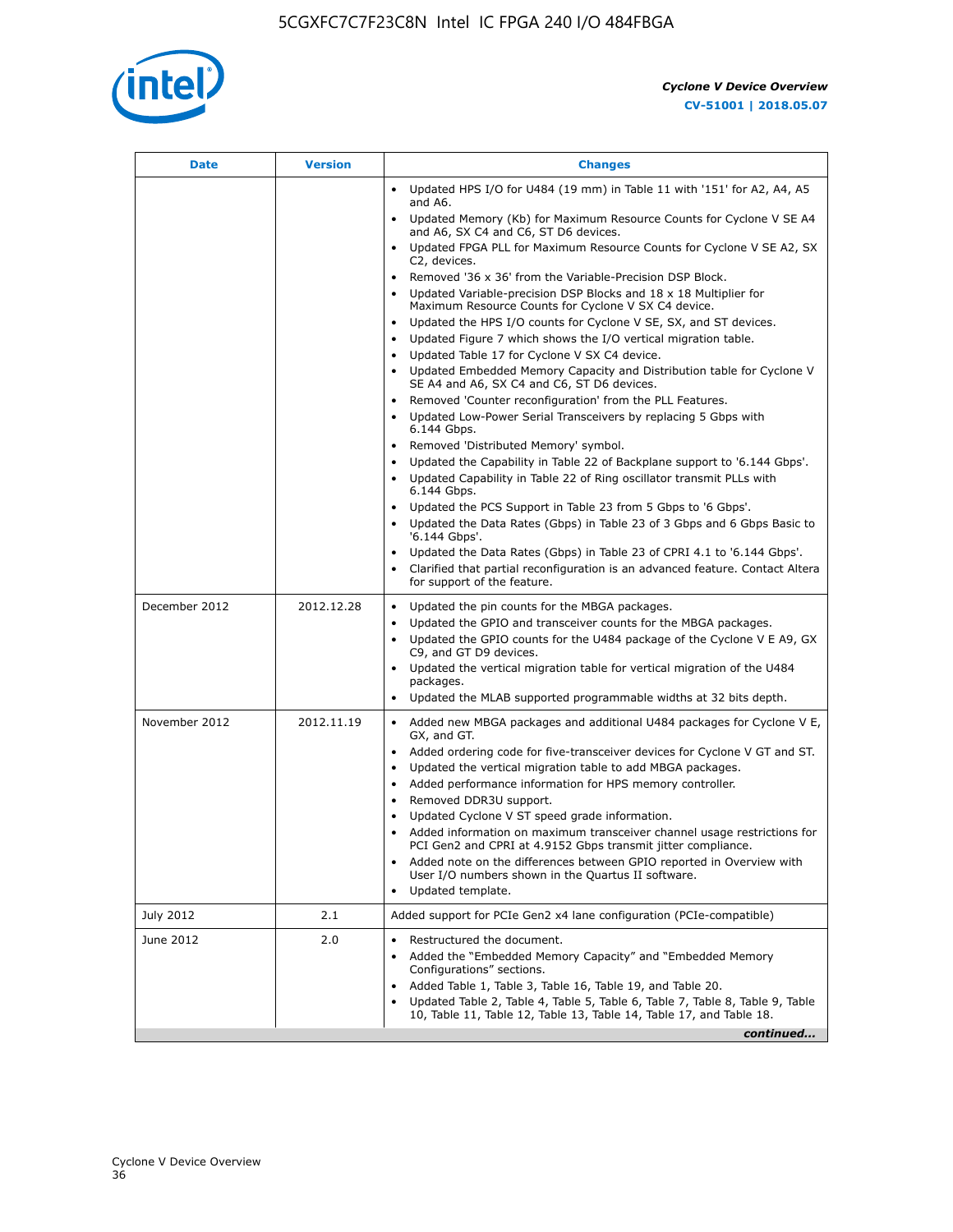| Date | Version | Changes |
|---|---|---|
| | | • Updated HPS I/O for U484 (19 mm) in Table 11 with '151' for A2, A4, A5 and A6.<br>• Updated Memory (Kb) for Maximum Resource Counts for Cyclone V SE A4 and A6, SX C4 and C6, ST D6 devices.<br>• Updated FPGA PLL for Maximum Resource Counts for Cyclone V SE A2, SX C2, devices.<br>• Removed '36 x 36' from the Variable-Precision DSP Block.<br>• Updated Variable-precision DSP Blocks and 18 x 18 Multiplier for Maximum Resource Counts for Cyclone V SX C4 device.<br>• Updated the HPS I/O counts for Cyclone V SE, SX, and ST devices.<br>• Updated Figure 7 which shows the I/O vertical migration table.<br>• Updated Table 17 for Cyclone V SX C4 device.<br>• Updated Embedded Memory Capacity and Distribution table for Cyclone V SE A4 and A6, SX C4 and C6, ST D6 devices.<br>• Removed 'Counter reconfiguration' from the PLL Features.<br>• Updated Low-Power Serial Transceivers by replacing 5 Gbps with 6.144 Gbps.<br>• Removed 'Distributed Memory' symbol.<br>• Updated the Capability in Table 22 of Backplane support to '6.144 Gbps'.<br>• Updated Capability in Table 22 of Ring oscillator transmit PLLs with 6.144 Gbps.<br>• Updated the PCS Support in Table 23 from 5 Gbps to '6 Gbps'.<br>• Updated the Data Rates (Gbps) in Table 23 of 3 Gbps and 6 Gbps Basic to '6.144 Gbps'.<br>• Updated the Data Rates (Gbps) in Table 23 of CPRI 4.1 to '6.144 Gbps'.<br>• Clarified that partial reconfiguration is an advanced feature. Contact Altera for support of the feature. |
| December 2012 | 2012.12.28 | • Updated the pin counts for the MBGA packages.<br>• Updated the GPIO and transceiver counts for the MBGA packages.<br>• Updated the GPIO counts for the U484 package of the Cyclone V E A9, GX C9, and GT D9 devices.<br>• Updated the vertical migration table for vertical migration of the U484 packages.<br>• Updated the MLAB supported programmable widths at 32 bits depth. |
| November 2012 | 2012.11.19 | • Added new MBGA packages and additional U484 packages for Cyclone V E, GX, and GT.<br>• Added ordering code for five-transceiver devices for Cyclone V GT and ST.<br>• Updated the vertical migration table to add MBGA packages.<br>• Added performance information for HPS memory controller.<br>• Removed DDR3U support.<br>• Updated Cyclone V ST speed grade information.<br>• Added information on maximum transceiver channel usage restrictions for PCI Gen2 and CPRI at 4.9152 Gbps transmit jitter compliance.<br>• Added note on the differences between GPIO reported in Overview with User I/O numbers shown in the Quartus II software.<br>• Updated template. |
| July 2012 | 2.1 | Added support for PCIe Gen2 x4 lane configuration (PCIe-compatible) |
| June 2012 | 2.0 | • Restructured the document.<br>• Added the "Embedded Memory Capacity" and "Embedded Memory Configurations" sections.<br>• Added Table 1, Table 3, Table 16, Table 19, and Table 20.<br>• Updated Table 2, Table 4, Table 5, Table 6, Table 7, Table 8, Table 9, Table 10, Table 11, Table 12, Table 13, Table 14, Table 17, and Table 18. |

*continued...*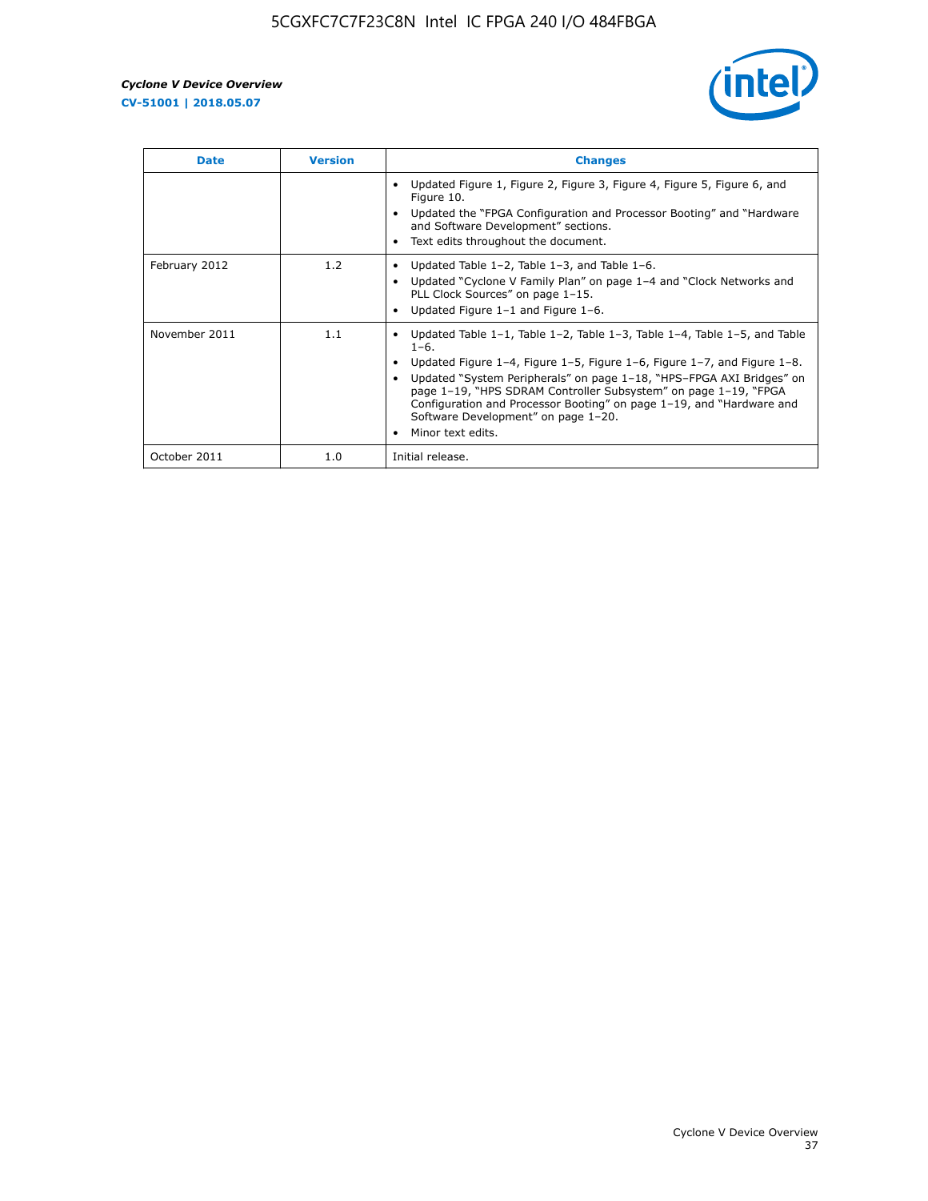| Date | Version | Changes |
|---|---|---|
| | | • Updated Figure 1, Figure 2, Figure 3, Figure 4, Figure 5, Figure 6, and Figure 10.<br>• Updated the "FPGA Configuration and Processor Booting" and "Hardware and Software Development" sections.<br>• Text edits throughout the document. |
| February 2012 | 1.2 | • Updated Table 1–2, Table 1–3, and Table 1–6.<br>• Updated "Cyclone V Family Plan" on page 1–4 and "Clock Networks and PLL Clock Sources" on page 1–15.<br>• Updated Figure 1–1 and Figure 1–6. |
| November 2011 | 1.1 | • Updated Table 1–1, Table 1–2, Table 1–3, Table 1–4, Table 1–5, and Table 1–6.<br>• Updated Figure 1–4, Figure 1–5, Figure 1–6, Figure 1–7, and Figure 1–8.<br>• Updated "System Peripherals" on page 1–18, "HPS–FPGA AXI Bridges" on page 1–19, "HPS SDRAM Controller Subsystem" on page 1–19, "FPGA Configuration and Processor Booting" on page 1–19, and "Hardware and Software Development" on page 1–20.<br>• Minor text edits. |
| October 2011 | 1.0 | Initial release. |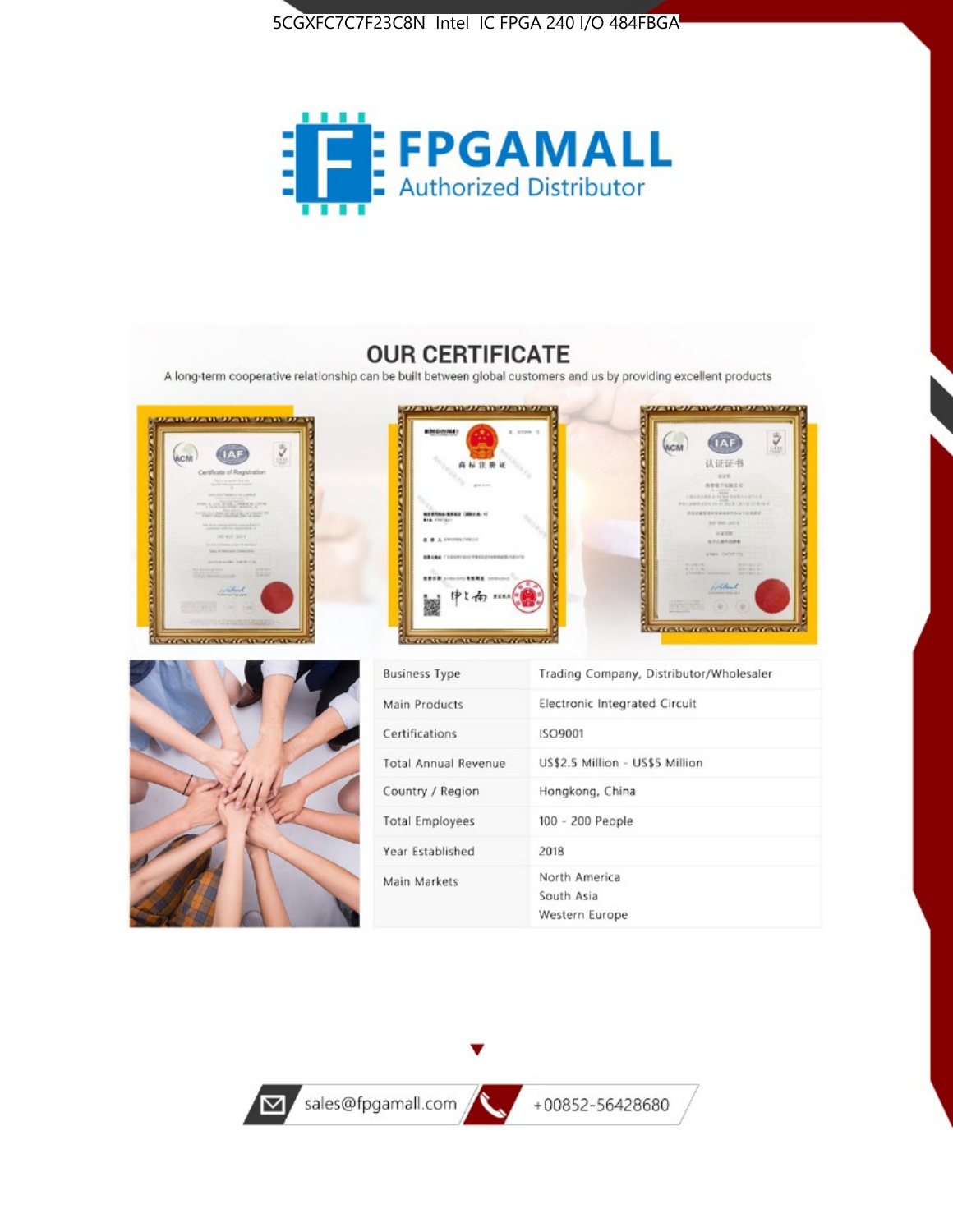FPGAMALL

Authorized Distributor

## OUR CERTIFICATE

A long-term cooperative relationship can be built between global customers and us by providing excellent products

| | |
|---|---|
| Business Type | Trading Company, Distributor/Wholesaler |
| Main Products | Electronic Integrated Circuit |
| Certifications | ISO9001 |
| Total Annual Revenue | US$2.5 Million - US$5 Million |
| Country / Region | Hongkong, China |
| Total Employees | 100 - 200 People |
| Year Established | 2018 |
| Main Markets | North America<br>South Asia<br>Western Europe |

sales@fpgamall.com

+00852-56428680